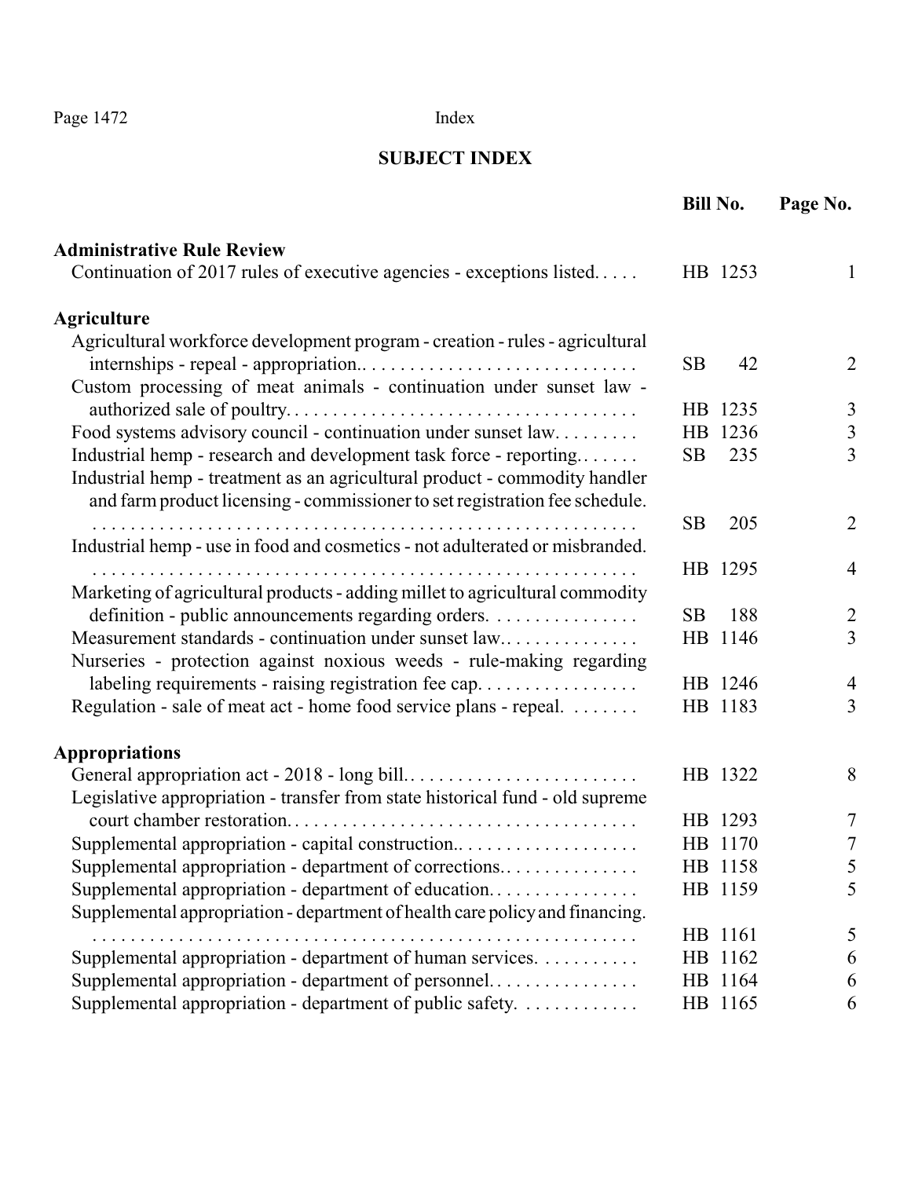# SUBJECT INDEX

| | Bill No. | Page No. |
|---|---|---|
| **Administrative Rule Review** | | |
| Continuation of 2017 rules of executive agencies - exceptions listed. | HB 1253 | 1 |
| **Agriculture** | | |
| Agricultural workforce development program - creation - rules - agricultural internships - repeal - appropriation. | SB 42 | 2 |
| Custom processing of meat animals - continuation under sunset law - authorized sale of poultry. | HB 1235 | 3 |
| Food systems advisory council - continuation under sunset law. | HB 1236 | 3 |
| Industrial hemp - research and development task force - reporting. | SB 235 | 3 |
| Industrial hemp - treatment as an agricultural product - commodity handler and farm product licensing - commissioner to set registration fee schedule. | SB 205 | 2 |
| Industrial hemp - use in food and cosmetics - not adulterated or misbranded. | HB 1295 | 4 |
| Marketing of agricultural products - adding millet to agricultural commodity definition - public announcements regarding orders. | SB 188 | 2 |
| Measurement standards - continuation under sunset law. | HB 1146 | 3 |
| Nurseries - protection against noxious weeds - rule-making regarding labeling requirements - raising registration fee cap. | HB 1246 | 4 |
| Regulation - sale of meat act - home food service plans - repeal. | HB 1183 | 3 |
| **Appropriations** | | |
| General appropriation act - 2018 - long bill. | HB 1322 | 8 |
| Legislative appropriation - transfer from state historical fund - old supreme court chamber restoration. | HB 1293 | 7 |
| Supplemental appropriation - capital construction. | HB 1170 | 7 |
| Supplemental appropriation - department of corrections. | HB 1158 | 5 |
| Supplemental appropriation - department of education. | HB 1159 | 5 |
| Supplemental appropriation - department of health care policy and financing. | HB 1161 | 5 |
| Supplemental appropriation - department of human services. | HB 1162 | 6 |
| Supplemental appropriation - department of personnel. | HB 1164 | 6 |
| Supplemental appropriation - department of public safety. | HB 1165 | 6 |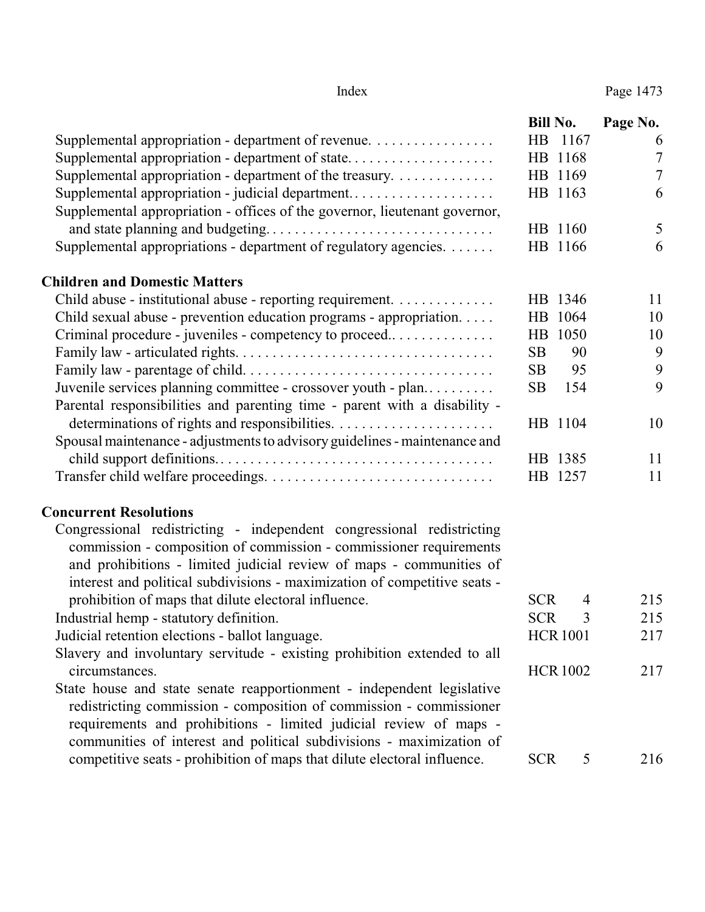| | Bill No. | Page No. |
|---|---|---|
| Supplemental appropriation - department of revenue. | HB 1167 | 6 |
| Supplemental appropriation - department of state. | HB 1168 | 7 |
| Supplemental appropriation - department of the treasury. | HB 1169 | 7 |
| Supplemental appropriation - judicial department. | HB 1163 | 6 |
| Supplemental appropriation - offices of the governor, lieutenant governor, and state planning and budgeting. | HB 1160 | 5 |
| Supplemental appropriations - department of regulatory agencies. | HB 1166 | 6 |

**Children and Domestic Matters**

| | Bill No. | Page No. |
|---|---|---|
| Child abuse - institutional abuse - reporting requirement. | HB 1346 | 11 |
| Child sexual abuse - prevention education programs - appropriation. | HB 1064 | 10 |
| Criminal procedure - juveniles - competency to proceed.. | HB 1050 | 10 |
| Family law - articulated rights. | SB 90 | 9 |
| Family law - parentage of child. | SB 95 | 9 |
| Juvenile services planning committee - crossover youth - plan. | SB 154 | 9 |
| Parental responsibilities and parenting time - parent with a disability - determinations of rights and responsibilities. | HB 1104 | 10 |
| Spousal maintenance - adjustments to advisory guidelines - maintenance and child support definitions.. | HB 1385 | 11 |
| Transfer child welfare proceedings. | HB 1257 | 11 |

**Concurrent Resolutions**

| | Bill No. | Page No. |
|---|---|---|
| Congressional redistricting - independent congressional redistricting commission - composition of commission - commissioner requirements and prohibitions - limited judicial review of maps - communities of interest and political subdivisions - maximization of competitive seats - prohibition of maps that dilute electoral influence. | SCR 4 | 215 |
| Industrial hemp - statutory definition. | SCR 3 | 215 |
| Judicial retention elections - ballot language. | HCR 1001 | 217 |
| Slavery and involuntary servitude - existing prohibition extended to all circumstances. | HCR 1002 | 217 |
| State house and state senate reapportionment - independent legislative redistricting commission - composition of commission - commissioner requirements and prohibitions - limited judicial review of maps - communities of interest and political subdivisions - maximization of competitive seats - prohibition of maps that dilute electoral influence. | SCR 5 | 216 |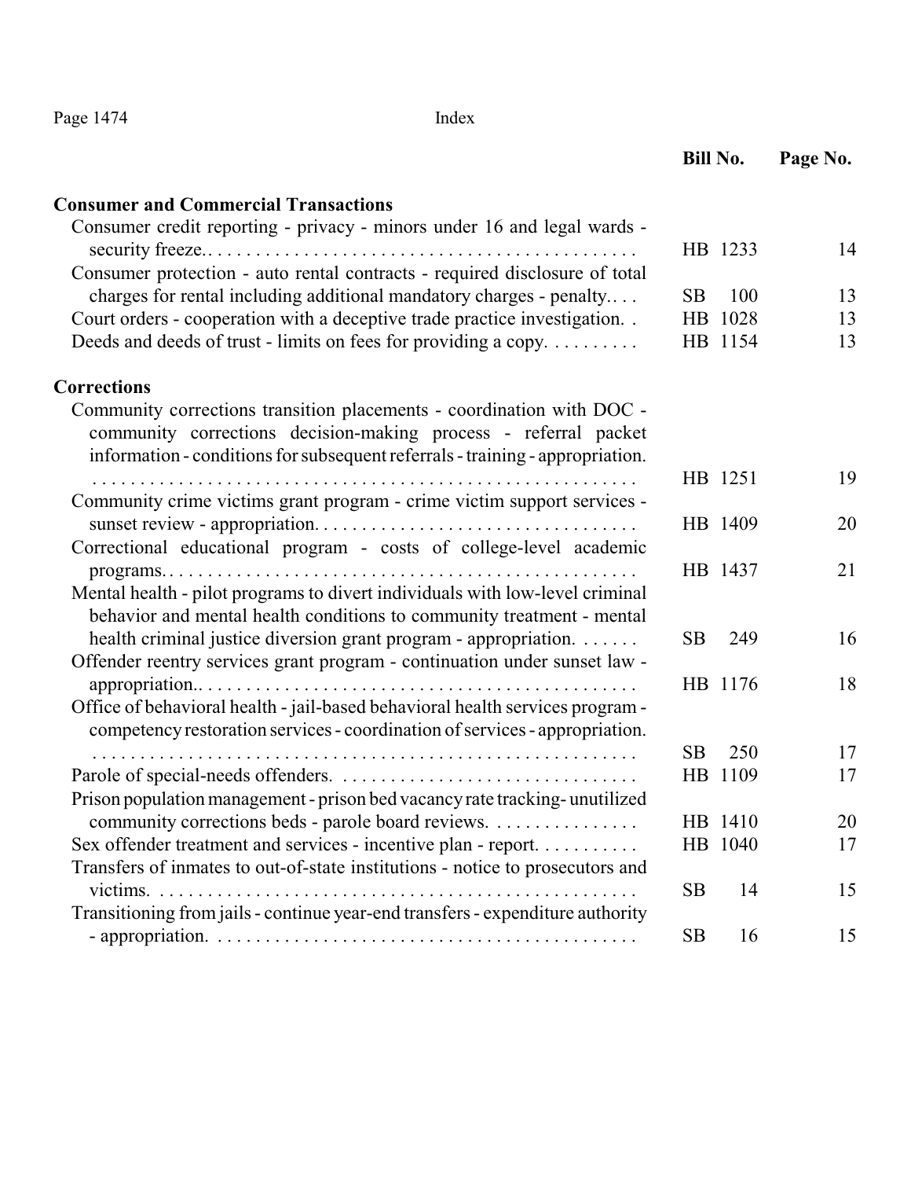| | Bill No. | Page No. |
|---|---|---|
| **Consumer and Commercial Transactions** | | |
| Consumer credit reporting - privacy - minors under 16 and legal wards - security freeze.. | HB 1233 | 14 |
| Consumer protection - auto rental contracts - required disclosure of total charges for rental including additional mandatory charges - penalty.. | SB 100 | 13 |
| Court orders - cooperation with a deceptive trade practice investigation. | HB 1028 | 13 |
| Deeds and deeds of trust - limits on fees for providing a copy. | HB 1154 | 13 |
| **Corrections** | | |
| Community corrections transition placements - coordination with DOC - community corrections decision-making process - referral packet information - conditions for subsequent referrals - training - appropriation. | HB 1251 | 19 |
| Community crime victims grant program - crime victim support services - sunset review - appropriation. | HB 1409 | 20 |
| Correctional educational program - costs of college-level academic programs.. | HB 1437 | 21 |
| Mental health - pilot programs to divert individuals with low-level criminal behavior and mental health conditions to community treatment - mental health criminal justice diversion grant program - appropriation. | SB 249 | 16 |
| Offender reentry services grant program - continuation under sunset law - appropriation.. | HB 1176 | 18 |
| Office of behavioral health - jail-based behavioral health services program - competency restoration services - coordination of services - appropriation. | SB 250 | 17 |
| Parole of special-needs offenders. | HB 1109 | 17 |
| Prison population management - prison bed vacancy rate tracking- unutilized community corrections beds - parole board reviews. | HB 1410 | 20 |
| Sex offender treatment and services - incentive plan - report. | HB 1040 | 17 |
| Transfers of inmates to out-of-state institutions - notice to prosecutors and victims. | SB 14 | 15 |
| Transitioning from jails - continue year-end transfers - expenditure authority - appropriation. | SB 16 | 15 |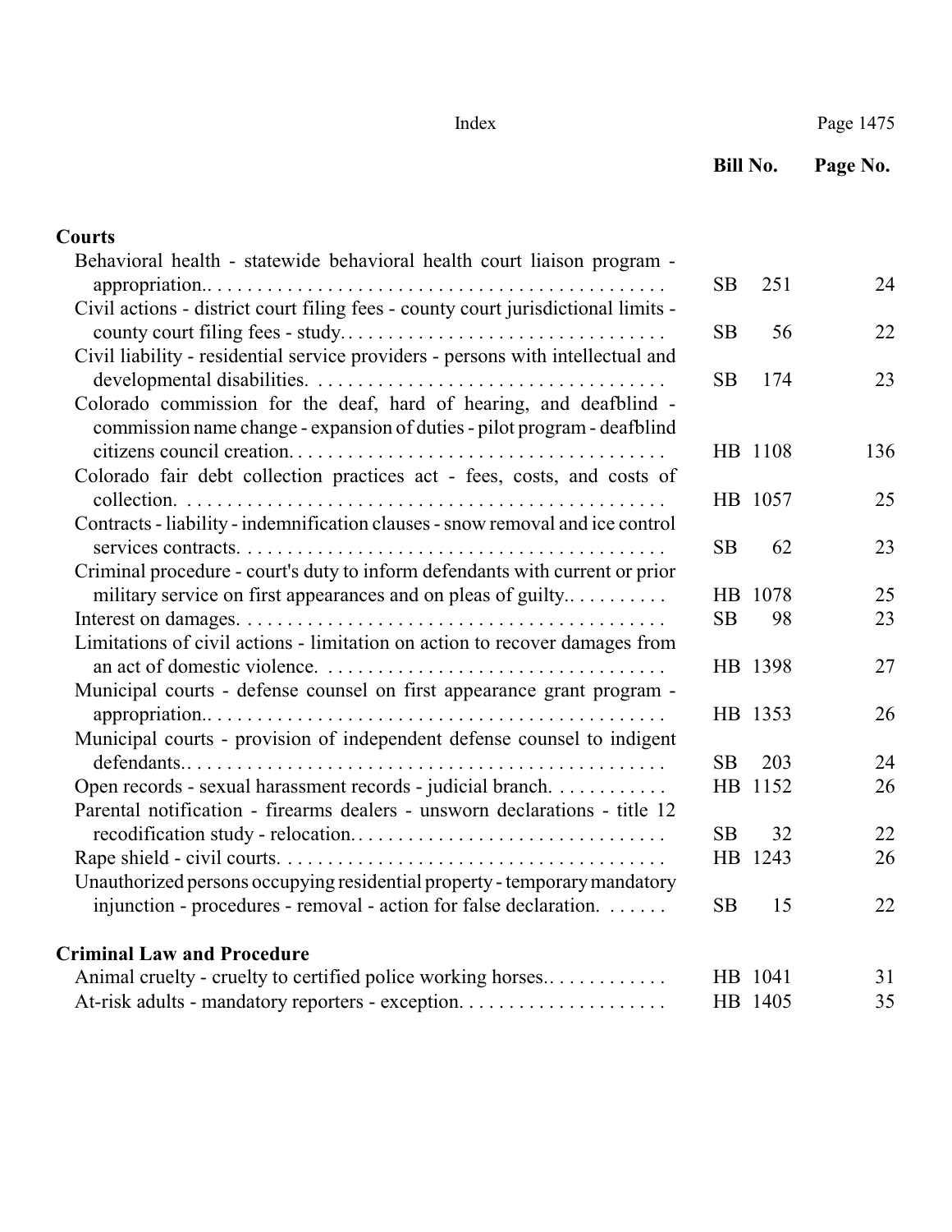| | Bill No. | Page No. |
|---|---|---|
| **Courts** | | |
| Behavioral health - statewide behavioral health court liaison program - appropriation.. | SB 251 | 24 |
| Civil actions - district court filing fees - county court jurisdictional limits - county court filing fees - study. | SB 56 | 22 |
| Civil liability - residential service providers - persons with intellectual and developmental disabilities. | SB 174 | 23 |
| Colorado commission for the deaf, hard of hearing, and deafblind - commission name change - expansion of duties - pilot program - deafblind citizens council creation. | HB 1108 | 136 |
| Colorado fair debt collection practices act - fees, costs, and costs of collection. | HB 1057 | 25 |
| Contracts - liability - indemnification clauses - snow removal and ice control services contracts. | SB 62 | 23 |
| Criminal procedure - court's duty to inform defendants with current or prior military service on first appearances and on pleas of guilty.. | HB 1078 | 25 |
| Interest on damages. | SB 98 | 23 |
| Limitations of civil actions - limitation on action to recover damages from an act of domestic violence. | HB 1398 | 27 |
| Municipal courts - defense counsel on first appearance grant program - appropriation.. | HB 1353 | 26 |
| Municipal courts - provision of independent defense counsel to indigent defendants.. | SB 203 | 24 |
| Open records - sexual harassment records - judicial branch. | HB 1152 | 26 |
| Parental notification - firearms dealers - unsworn declarations - title 12 recodification study - relocation. | SB 32 | 22 |
| Rape shield - civil courts. | HB 1243 | 26 |
| Unauthorized persons occupying residential property - temporary mandatory injunction - procedures - removal - action for false declaration. | SB 15 | 22 |
| **Criminal Law and Procedure** | | |
| Animal cruelty - cruelty to certified police working horses.. | HB 1041 | 31 |
| At-risk adults - mandatory reporters - exception. | HB 1405 | 35 |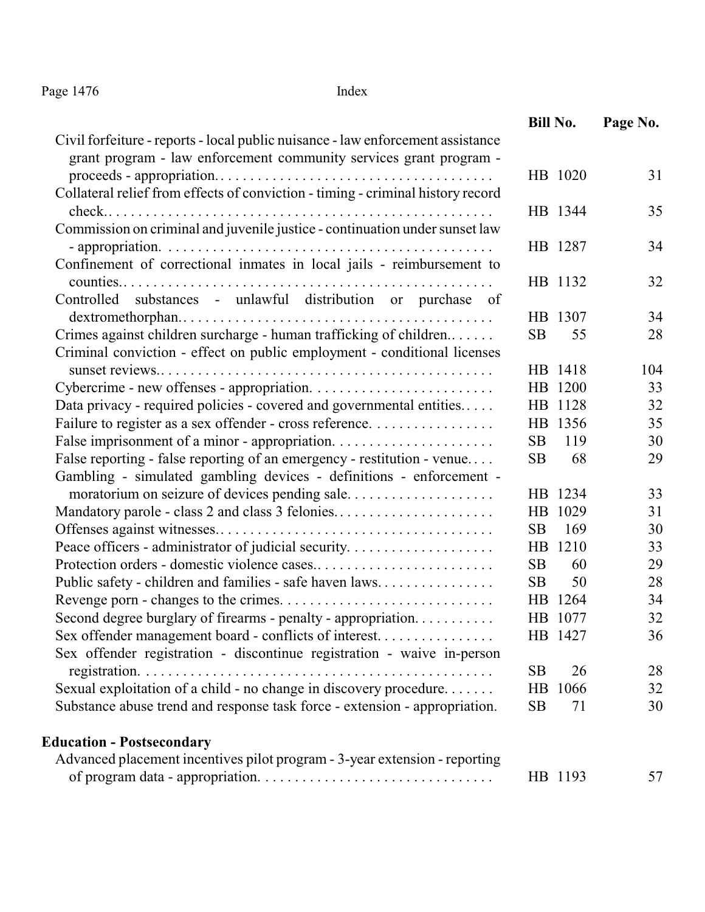| | Bill No. | Page No. |
|---|---|---|
| Civil forfeiture - reports - local public nuisance - law enforcement assistance grant program - law enforcement community services grant program - proceeds - appropriation. | HB 1020 | 31 |
| Collateral relief from effects of conviction - timing - criminal history record check. | HB 1344 | 35 |
| Commission on criminal and juvenile justice - continuation under sunset law - appropriation. | HB 1287 | 34 |
| Confinement of correctional inmates in local jails - reimbursement to counties. | HB 1132 | 32 |
| Controlled substances - unlawful distribution or purchase of dextromethorphan. | HB 1307 | 34 |
| Crimes against children surcharge - human trafficking of children. | SB 55 | 28 |
| Criminal conviction - effect on public employment - conditional licenses sunset reviews. | HB 1418 | 104 |
| Cybercrime - new offenses - appropriation. | HB 1200 | 33 |
| Data privacy - required policies - covered and governmental entities. | HB 1128 | 32 |
| Failure to register as a sex offender - cross reference. | HB 1356 | 35 |
| False imprisonment of a minor - appropriation. | SB 119 | 30 |
| False reporting - false reporting of an emergency - restitution - venue. | SB 68 | 29 |
| Gambling - simulated gambling devices - definitions - enforcement - moratorium on seizure of devices pending sale. | HB 1234 | 33 |
| Mandatory parole - class 2 and class 3 felonies. | HB 1029 | 31 |
| Offenses against witnesses. | SB 169 | 30 |
| Peace officers - administrator of judicial security. | HB 1210 | 33 |
| Protection orders - domestic violence cases. | SB 60 | 29 |
| Public safety - children and families - safe haven laws. | SB 50 | 28 |
| Revenge porn - changes to the crimes. | HB 1264 | 34 |
| Second degree burglary of firearms - penalty - appropriation. | HB 1077 | 32 |
| Sex offender management board - conflicts of interest. | HB 1427 | 36 |
| Sex offender registration - discontinue registration - waive in-person registration. | SB 26 | 28 |
| Sexual exploitation of a child - no change in discovery procedure. | HB 1066 | 32 |
| Substance abuse trend and response task force - extension - appropriation. | SB 71 | 30 |

**Education - Postsecondary**

| | Bill No. | Page No. |
|---|---|---|
| Advanced placement incentives pilot program - 3-year extension - reporting of program data - appropriation. | HB 1193 | 57 |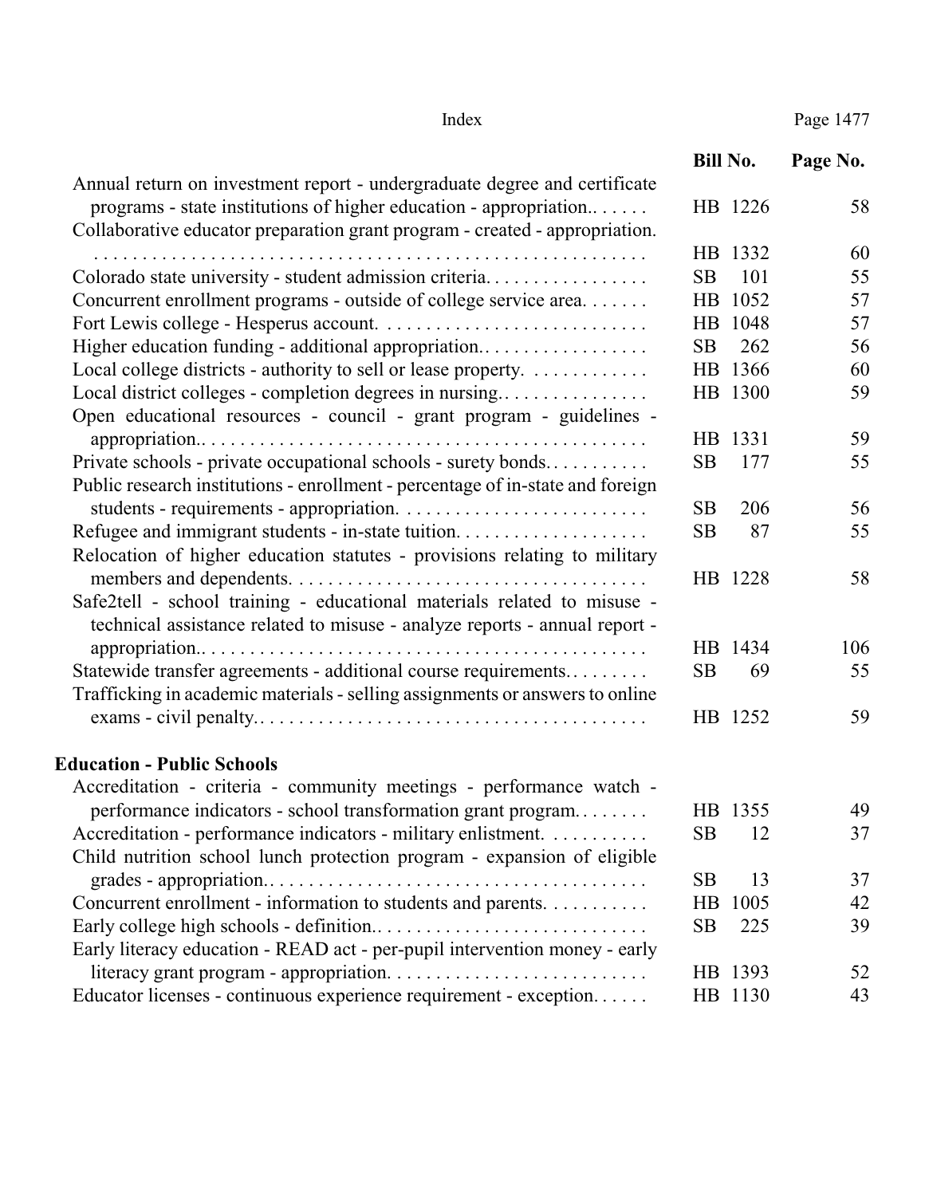| | Bill No. | Page No. |
|---|---|---|
| Annual return on investment report - undergraduate degree and certificate programs - state institutions of higher education - appropriation.. | HB 1226 | 58 |
| Collaborative educator preparation grant program - created - appropriation. | HB 1332 | 60 |
| Colorado state university - student admission criteria. | SB 101 | 55 |
| Concurrent enrollment programs - outside of college service area. | HB 1052 | 57 |
| Fort Lewis college - Hesperus account. | HB 1048 | 57 |
| Higher education funding - additional appropriation.. | SB 262 | 56 |
| Local college districts - authority to sell or lease property. | HB 1366 | 60 |
| Local district colleges - completion degrees in nursing.. | HB 1300 | 59 |
| Open educational resources - council - grant program - guidelines - appropriation.. | HB 1331 | 59 |
| Private schools - private occupational schools - surety bonds. | SB 177 | 55 |
| Public research institutions - enrollment - percentage of in-state and foreign students - requirements - appropriation. | SB 206 | 56 |
| Refugee and immigrant students - in-state tuition. | SB 87 | 55 |
| Relocation of higher education statutes - provisions relating to military members and dependents. | HB 1228 | 58 |
| Safe2tell - school training - educational materials related to misuse - technical assistance related to misuse - analyze reports - annual report - appropriation.. | HB 1434 | 106 |
| Statewide transfer agreements - additional course requirements. | SB 69 | 55 |
| Trafficking in academic materials - selling assignments or answers to online exams - civil penalty.. | HB 1252 | 59 |

**Education - Public Schools**

| | Bill No. | Page No. |
|---|---|---|
| Accreditation - criteria - community meetings - performance watch - performance indicators - school transformation grant program. | HB 1355 | 49 |
| Accreditation - performance indicators - military enlistment. | SB 12 | 37 |
| Child nutrition school lunch protection program - expansion of eligible grades - appropriation.. | SB 13 | 37 |
| Concurrent enrollment - information to students and parents. | HB 1005 | 42 |
| Early college high schools - definition.. | SB 225 | 39 |
| Early literacy education - READ act - per-pupil intervention money - early literacy grant program - appropriation. | HB 1393 | 52 |
| Educator licenses - continuous experience requirement - exception. | HB 1130 | 43 |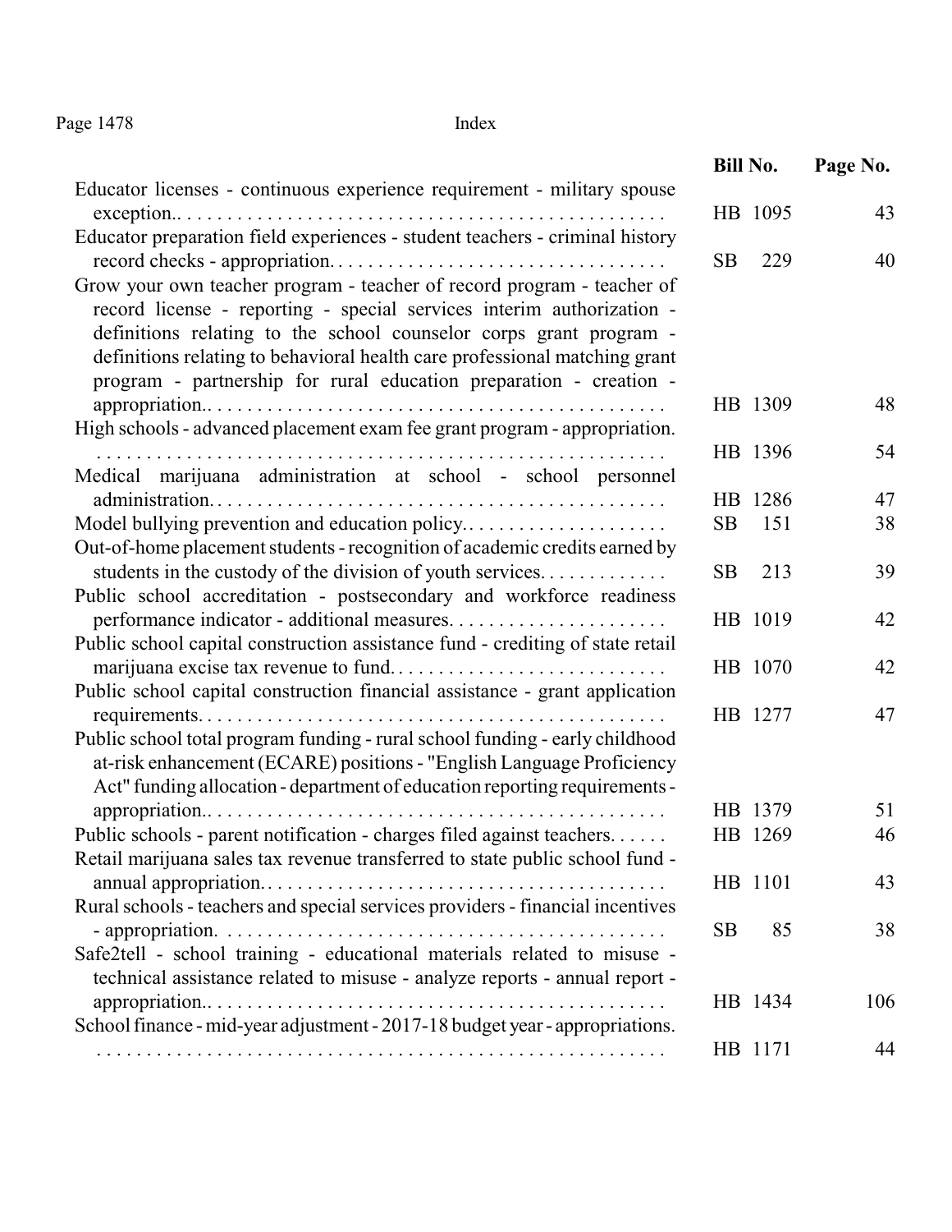| | Bill No. | Page No. |
|---|---|---|
| Educator licenses - continuous experience requirement - military spouse exception.. | HB 1095 | 43 |
| Educator preparation field experiences - student teachers - criminal history record checks - appropriation. | SB 229 | 40 |
| Grow your own teacher program - teacher of record program - teacher of record license - reporting - special services interim authorization - definitions relating to the school counselor corps grant program - definitions relating to behavioral health care professional matching grant program - partnership for rural education preparation - creation - appropriation.. | HB 1309 | 48 |
| High schools - advanced placement exam fee grant program - appropriation. | HB 1396 | 54 |
| Medical marijuana administration at school - school personnel administration. | HB 1286 | 47 |
| Model bullying prevention and education policy.. | SB 151 | 38 |
| Out-of-home placement students - recognition of academic credits earned by students in the custody of the division of youth services. | SB 213 | 39 |
| Public school accreditation - postsecondary and workforce readiness performance indicator - additional measures. | HB 1019 | 42 |
| Public school capital construction assistance fund - crediting of state retail marijuana excise tax revenue to fund. | HB 1070 | 42 |
| Public school capital construction financial assistance - grant application requirements. | HB 1277 | 47 |
| Public school total program funding - rural school funding - early childhood at-risk enhancement (ECARE) positions - "English Language Proficiency Act" funding allocation - department of education reporting requirements - appropriation.. | HB 1379 | 51 |
| Public schools - parent notification - charges filed against teachers. | HB 1269 | 46 |
| Retail marijuana sales tax revenue transferred to state public school fund - annual appropriation.. | HB 1101 | 43 |
| Rural schools - teachers and special services providers - financial incentives - appropriation. | SB 85 | 38 |
| Safe2tell - school training - educational materials related to misuse - technical assistance related to misuse - analyze reports - annual report - appropriation.. | HB 1434 | 106 |
| School finance - mid-year adjustment - 2017-18 budget year - appropriations. | HB 1171 | 44 |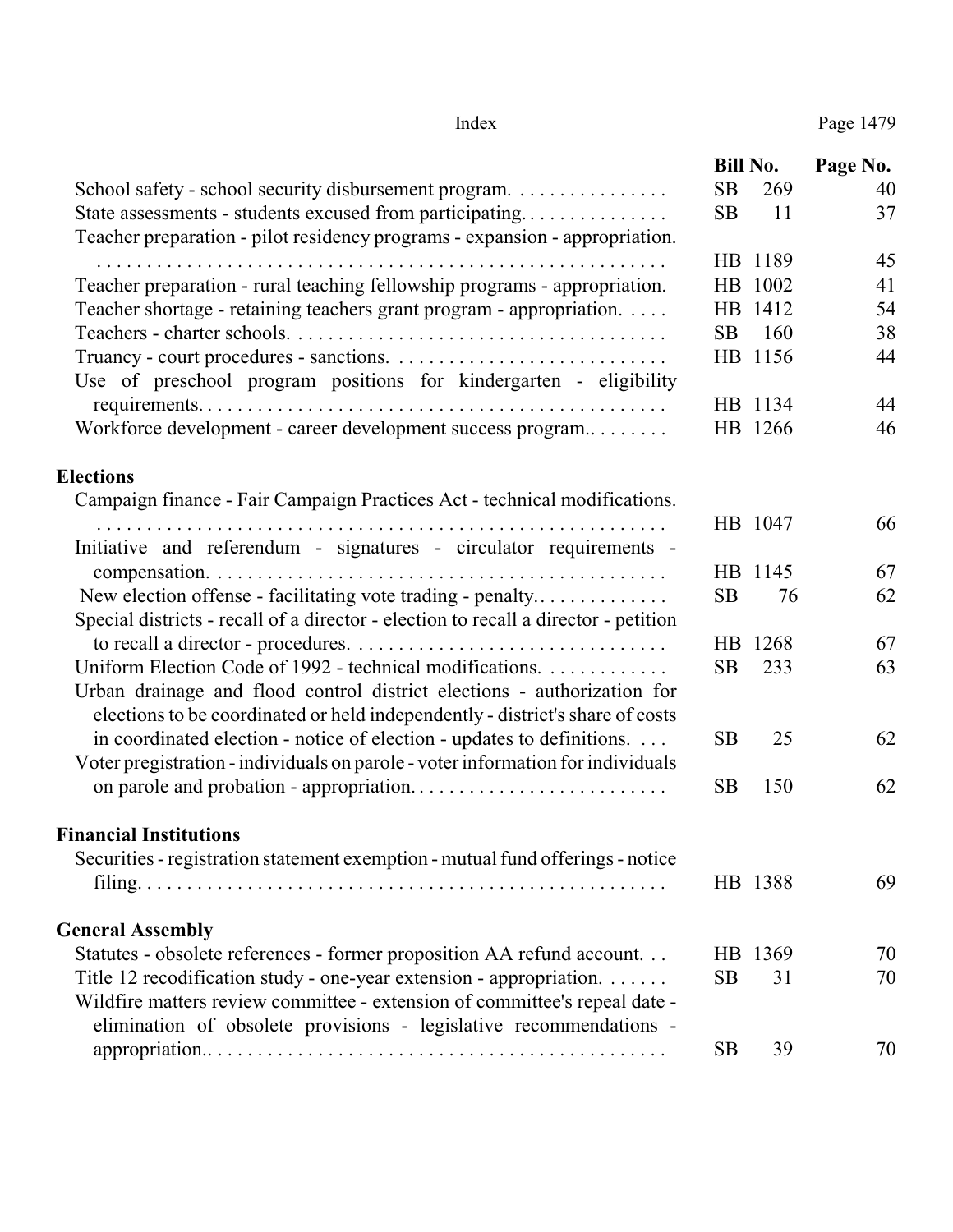| | Bill No. | Page No. |
|---|---|---|
| School safety - school security disbursement program. | SB 269 | 40 |
| State assessments - students excused from participating. | SB 11 | 37 |
| Teacher preparation - pilot residency programs - expansion - appropriation. | HB 1189 | 45 |
| Teacher preparation - rural teaching fellowship programs - appropriation. | HB 1002 | 41 |
| Teacher shortage - retaining teachers grant program - appropriation. | HB 1412 | 54 |
| Teachers - charter schools. | SB 160 | 38 |
| Truancy - court procedures - sanctions. | HB 1156 | 44 |
| Use of preschool program positions for kindergarten - eligibility requirements. | HB 1134 | 44 |
| Workforce development - career development success program. | HB 1266 | 46 |

**Elections**

| | Bill No. | Page No. |
|---|---|---|
| Campaign finance - Fair Campaign Practices Act - technical modifications. | HB 1047 | 66 |
| Initiative and referendum - signatures - circulator requirements - compensation. | HB 1145 | 67 |
| New election offense - facilitating vote trading - penalty. | SB 76 | 62 |
| Special districts - recall of a director - election to recall a director - petition to recall a director - procedures. | HB 1268 | 67 |
| Uniform Election Code of 1992 - technical modifications. | SB 233 | 63 |
| Urban drainage and flood control district elections - authorization for elections to be coordinated or held independently - district's share of costs in coordinated election - notice of election - updates to definitions. | SB 25 | 62 |
| Voter pregistration - individuals on parole - voter information for individuals on parole and probation - appropriation. | SB 150 | 62 |

**Financial Institutions**

| | Bill No. | Page No. |
|---|---|---|
| Securities - registration statement exemption - mutual fund offerings - notice filing. | HB 1388 | 69 |

**General Assembly**

| | Bill No. | Page No. |
|---|---|---|
| Statutes - obsolete references - former proposition AA refund account. | HB 1369 | 70 |
| Title 12 recodification study - one-year extension - appropriation. | SB 31 | 70 |
| Wildfire matters review committee - extension of committee's repeal date - elimination of obsolete provisions - legislative recommendations - appropriation. | SB 39 | 70 |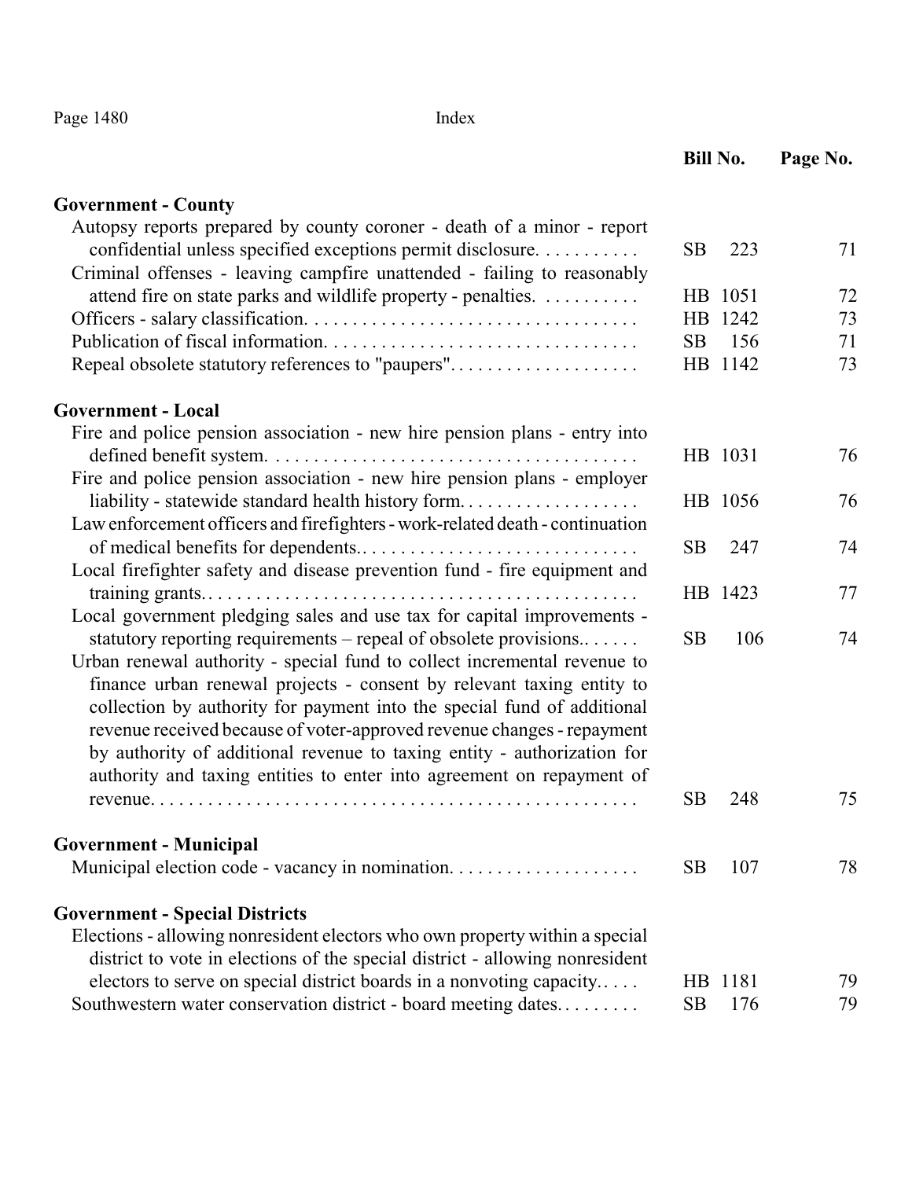| | Bill No. | Page No. |
|---|---|---|
| **Government - County** | | |
| Autopsy reports prepared by county coroner - death of a minor - report confidential unless specified exceptions permit disclosure. | SB 223 | 71 |
| Criminal offenses - leaving campfire unattended - failing to reasonably attend fire on state parks and wildlife property - penalties. | HB 1051 | 72 |
| Officers - salary classification. | HB 1242 | 73 |
| Publication of fiscal information. | SB 156 | 71 |
| Repeal obsolete statutory references to "paupers". | HB 1142 | 73 |
| **Government - Local** | | |
| Fire and police pension association - new hire pension plans - entry into defined benefit system. | HB 1031 | 76 |
| Fire and police pension association - new hire pension plans - employer liability - statewide standard health history form. | HB 1056 | 76 |
| Law enforcement officers and firefighters - work-related death - continuation of medical benefits for dependents. | SB 247 | 74 |
| Local firefighter safety and disease prevention fund - fire equipment and training grants. | HB 1423 | 77 |
| Local government pledging sales and use tax for capital improvements - statutory reporting requirements – repeal of obsolete provisions. | SB 106 | 74 |
| Urban renewal authority - special fund to collect incremental revenue to finance urban renewal projects - consent by relevant taxing entity to collection by authority for payment into the special fund of additional revenue received because of voter-approved revenue changes - repayment by authority of additional revenue to taxing entity - authorization for authority and taxing entities to enter into agreement on repayment of revenue. | SB 248 | 75 |
| **Government - Municipal** | | |
| Municipal election code - vacancy in nomination. | SB 107 | 78 |
| **Government - Special Districts** | | |
| Elections - allowing nonresident electors who own property within a special district to vote in elections of the special district - allowing nonresident electors to serve on special district boards in a nonvoting capacity. | HB 1181 | 79 |
| Southwestern water conservation district - board meeting dates. | SB 176 | 79 |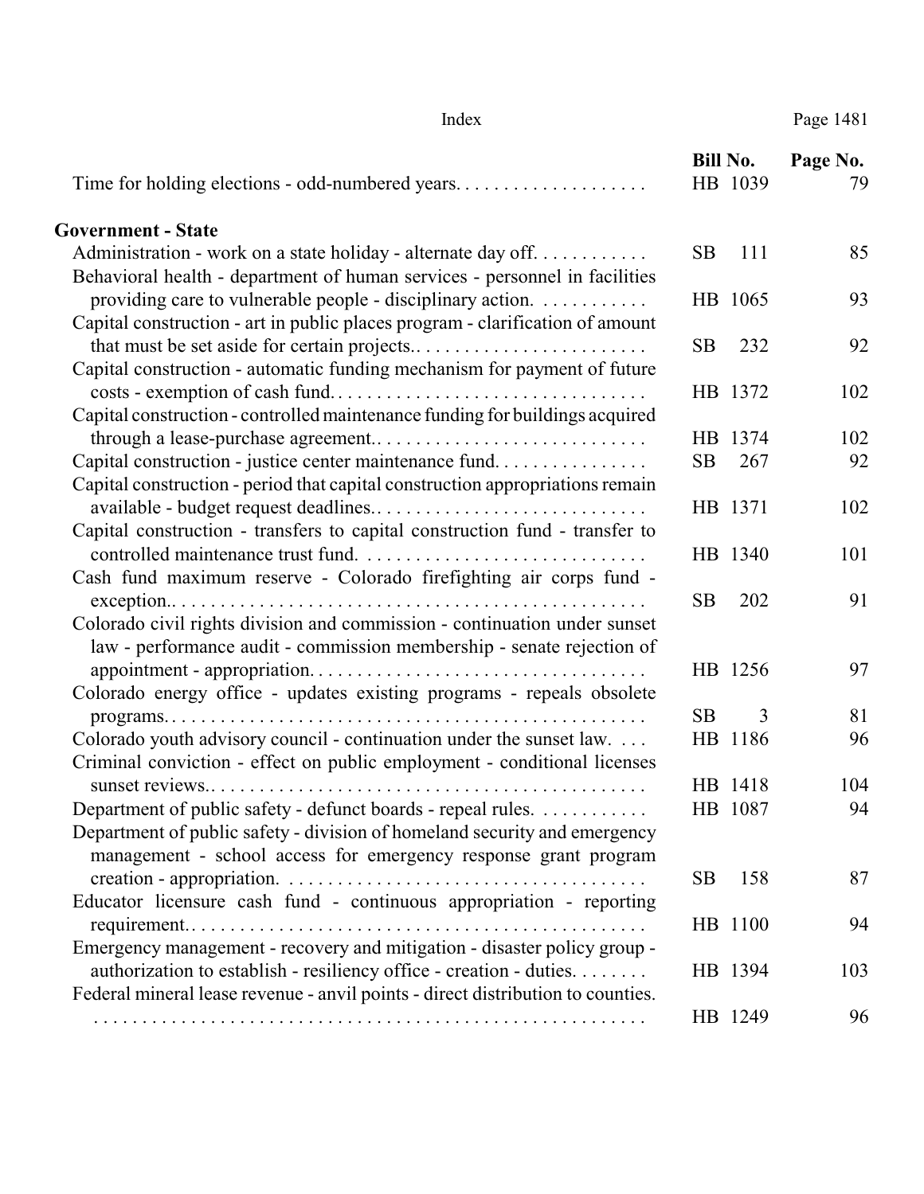| | Bill No. | Page No. |
|---|---|---|
| Time for holding elections - odd-numbered years | HB 1039 | 79 |

**Government - State**

| | Bill No. | Page No. |
|---|---|---|
| Administration - work on a state holiday - alternate day off | SB 111 | 85 |
| Behavioral health - department of human services - personnel in facilities providing care to vulnerable people - disciplinary action. | HB 1065 | 93 |
| Capital construction - art in public places program - clarification of amount that must be set aside for certain projects. | SB 232 | 92 |
| Capital construction - automatic funding mechanism for payment of future costs - exemption of cash fund. | HB 1372 | 102 |
| Capital construction - controlled maintenance funding for buildings acquired through a lease-purchase agreement. | HB 1374 | 102 |
| Capital construction - justice center maintenance fund. | SB 267 | 92 |
| Capital construction - period that capital construction appropriations remain available - budget request deadlines. | HB 1371 | 102 |
| Capital construction - transfers to capital construction fund - transfer to controlled maintenance trust fund. | HB 1340 | 101 |
| Cash fund maximum reserve - Colorado firefighting air corps fund - exception. | SB 202 | 91 |
| Colorado civil rights division and commission - continuation under sunset law - performance audit - commission membership - senate rejection of appointment - appropriation. | HB 1256 | 97 |
| Colorado energy office - updates existing programs - repeals obsolete programs. | SB 3 | 81 |
| Colorado youth advisory council - continuation under the sunset law. | HB 1186 | 96 |
| Criminal conviction - effect on public employment - conditional licenses sunset reviews. | HB 1418 | 104 |
| Department of public safety - defunct boards - repeal rules. | HB 1087 | 94 |
| Department of public safety - division of homeland security and emergency management - school access for emergency response grant program creation - appropriation. | SB 158 | 87 |
| Educator licensure cash fund - continuous appropriation - reporting requirement. | HB 1100 | 94 |
| Emergency management - recovery and mitigation - disaster policy group - authorization to establish - resiliency office - creation - duties. | HB 1394 | 103 |
| Federal mineral lease revenue - anvil points - direct distribution to counties. | HB 1249 | 96 |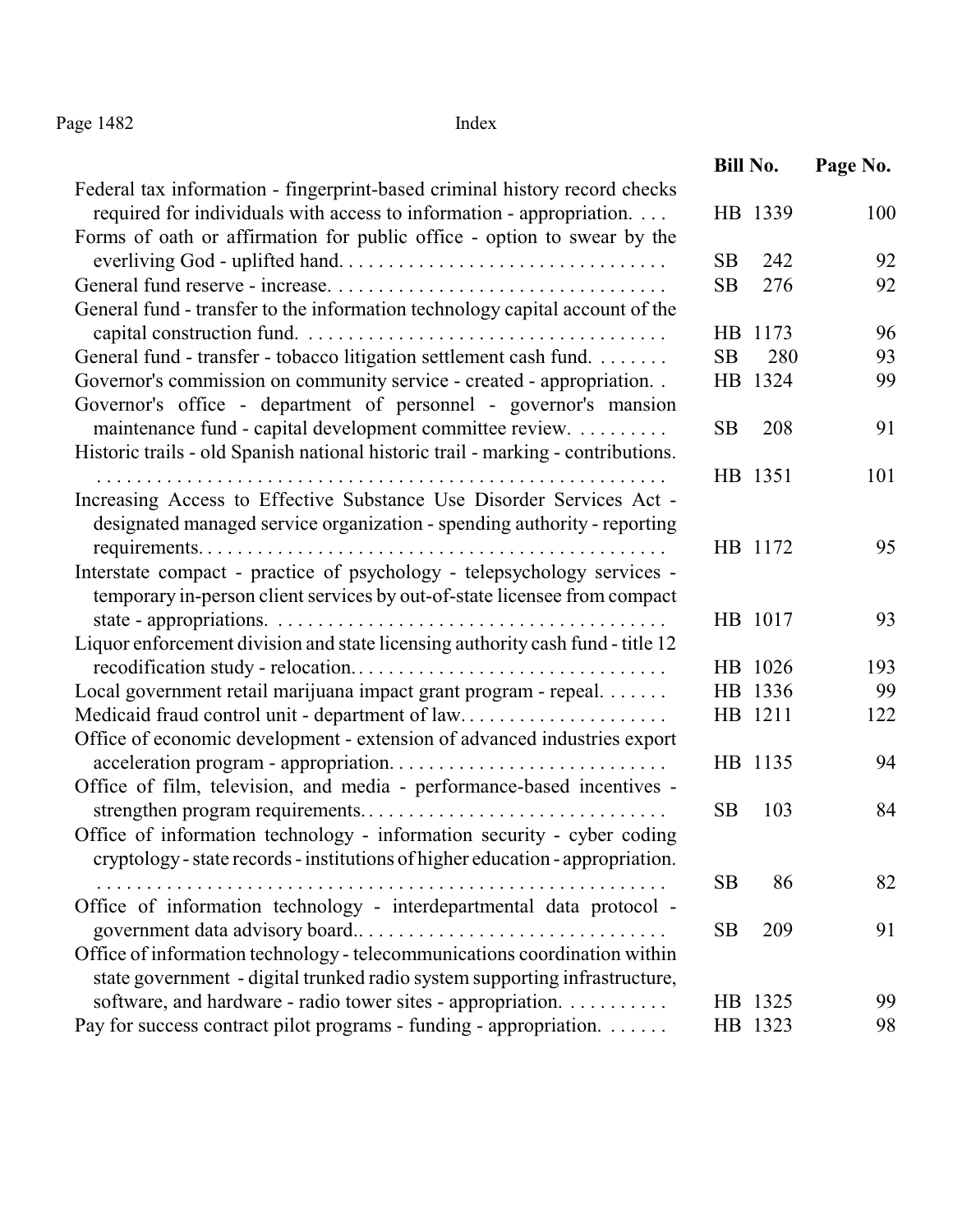| | Bill No. | Page No. |
|---|---|---|
| Federal tax information - fingerprint-based criminal history record checks required for individuals with access to information - appropriation. . . . | HB 1339 | 100 |
| Forms of oath or affirmation for public office - option to swear by the everliving God - uplifted hand. . . . . . . . . . . . . . . . . . . . . . . . . . . . . . . . | SB 242 | 92 |
| General fund reserve - increase. . . . . . . . . . . . . . . . . . . . . . . . . . . . . . . . . . | SB 276 | 92 |
| General fund - transfer to the information technology capital account of the capital construction fund. . . . . . . . . . . . . . . . . . . . . . . . . . . . . . . . . . . . . | HB 1173 | 96 |
| General fund - transfer - tobacco litigation settlement cash fund. . . . . . . . | SB 280 | 93 |
| Governor's commission on community service - created - appropriation. . | HB 1324 | 99 |
| Governor's office - department of personnel - governor's mansion maintenance fund - capital development committee review. . . . . . . . . . | SB 208 | 91 |
| Historic trails - old Spanish national historic trail - marking - contributions. . . . . . . . . . . . . . . . . . . . . . . . . . . . . . . . . . . . . . . . . . . . . . . . . . . . . . . . | HB 1351 | 101 |
| Increasing Access to Effective Substance Use Disorder Services Act - designated managed service organization - spending authority - reporting requirements. . . . . . . . . . . . . . . . . . . . . . . . . . . . . . . . . . . . . . . . . . . . . . . | HB 1172 | 95 |
| Interstate compact - practice of psychology - telepsychology services - temporary in-person client services by out-of-state licensee from compact state - appropriations. . . . . . . . . . . . . . . . . . . . . . . . . . . . . . . . . . . . . . . | HB 1017 | 93 |
| Liquor enforcement division and state licensing authority cash fund - title 12 recodification study - relocation. . . . . . . . . . . . . . . . . . . . . . . . . . . . . . . . | HB 1026 | 193 |
| Local government retail marijuana impact grant program - repeal. . . . . . . | HB 1336 | 99 |
| Medicaid fraud control unit - department of law. . . . . . . . . . . . . . . . . . . . . | HB 1211 | 122 |
| Office of economic development - extension of advanced industries export acceleration program - appropriation. . . . . . . . . . . . . . . . . . . . . . . . . . . . | HB 1135 | 94 |
| Office of film, television, and media - performance-based incentives - strengthen program requirements. . . . . . . . . . . . . . . . . . . . . . . . . . . . . . . | SB 103 | 84 |
| Office of information technology - information security - cyber coding cryptology - state records - institutions of higher education - appropriation. . . . . . . . . . . . . . . . . . . . . . . . . . . . . . . . . . . . . . . . . . . . . . . . . . . . . . . . | SB 86 | 82 |
| Office of information technology - interdepartmental data protocol - government data advisory board.. . . . . . . . . . . . . . . . . . . . . . . . . . . . . . . | SB 209 | 91 |
| Office of information technology - telecommunications coordination within state government - digital trunked radio system supporting infrastructure, software, and hardware - radio tower sites - appropriation. . . . . . . . . . | HB 1325 | 99 |
| Pay for success contract pilot programs - funding - appropriation. . . . . . . | HB 1323 | 98 |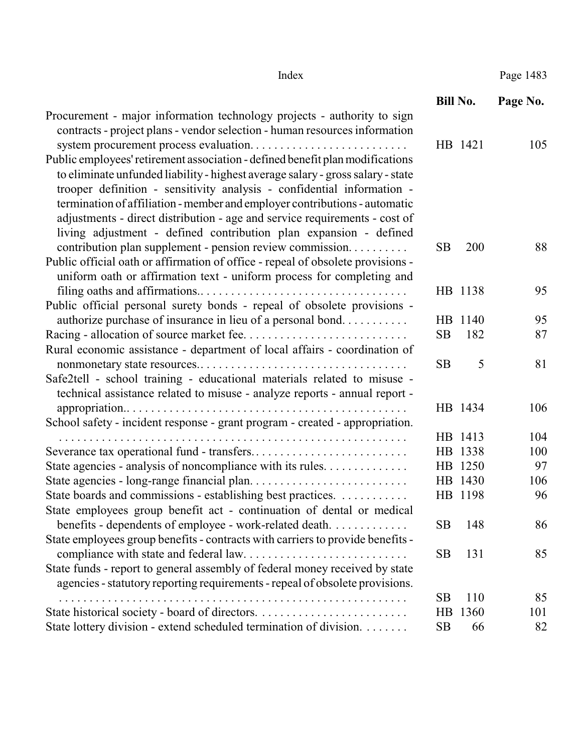| | Bill No. | Page No. |
|---|---|---|
| Procurement - major information technology projects - authority to sign contracts - project plans - vendor selection - human resources information system procurement process evaluation. | HB 1421 | 105 |
| Public employees' retirement association - defined benefit plan modifications to eliminate unfunded liability - highest average salary - gross salary - state trooper definition - sensitivity analysis - confidential information - termination of affiliation - member and employer contributions - automatic adjustments - direct distribution - age and service requirements - cost of living adjustment - defined contribution plan expansion - defined contribution plan supplement - pension review commission. | SB 200 | 88 |
| Public official oath or affirmation of office - repeal of obsolete provisions - uniform oath or affirmation text - uniform process for completing and filing oaths and affirmations.. | HB 1138 | 95 |
| Public official personal surety bonds - repeal of obsolete provisions - authorize purchase of insurance in lieu of a personal bond. | HB 1140 | 95 |
| Racing - allocation of source market fee. | SB 182 | 87 |
| Rural economic assistance - department of local affairs - coordination of nonmonetary state resources.. | SB 5 | 81 |
| Safe2tell - school training - educational materials related to misuse - technical assistance related to misuse - analyze reports - annual report - appropriation.. | HB 1434 | 106 |
| School safety - incident response - grant program - created - appropriation. | HB 1413 | 104 |
| Severance tax operational fund - transfers. | HB 1338 | 100 |
| State agencies - analysis of noncompliance with its rules. | HB 1250 | 97 |
| State agencies - long-range financial plan. | HB 1430 | 106 |
| State boards and commissions - establishing best practices. | HB 1198 | 96 |
| State employees group benefit act - continuation of dental or medical benefits - dependents of employee - work-related death. | SB 148 | 86 |
| State employees group benefits - contracts with carriers to provide benefits - compliance with state and federal law. | SB 131 | 85 |
| State funds - report to general assembly of federal money received by state agencies - statutory reporting requirements - repeal of obsolete provisions. | SB 110 | 85 |
| State historical society - board of directors. | HB 1360 | 101 |
| State lottery division - extend scheduled termination of division. | SB 66 | 82 |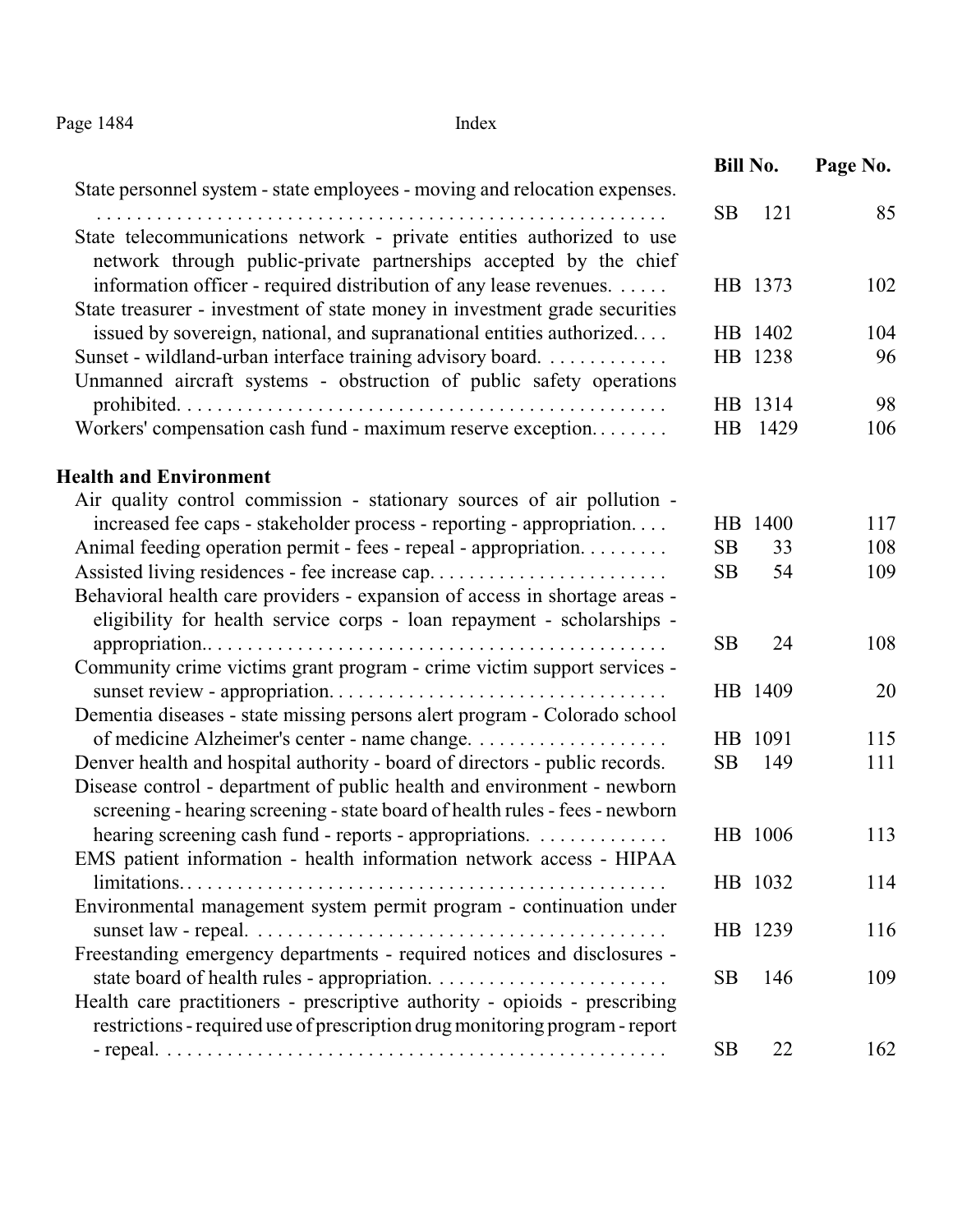| | Bill No. | Page No. |
|---|---|---|
| State personnel system - state employees - moving and relocation expenses. | SB 121 | 85 |
| State telecommunications network - private entities authorized to use network through public-private partnerships accepted by the chief information officer - required distribution of any lease revenues. | HB 1373 | 102 |
| State treasurer - investment of state money in investment grade securities issued by sovereign, national, and supranational entities authorized. | HB 1402 | 104 |
| Sunset - wildland-urban interface training advisory board. | HB 1238 | 96 |
| Unmanned aircraft systems - obstruction of public safety operations prohibited. | HB 1314 | 98 |
| Workers' compensation cash fund - maximum reserve exception. | HB 1429 | 106 |
| **Health and Environment** | | |
| Air quality control commission - stationary sources of air pollution - increased fee caps - stakeholder process - reporting - appropriation. | HB 1400 | 117 |
| Animal feeding operation permit - fees - repeal - appropriation. | SB 33 | 108 |
| Assisted living residences - fee increase cap. | SB 54 | 109 |
| Behavioral health care providers - expansion of access in shortage areas - eligibility for health service corps - loan repayment - scholarships - appropriation.. | SB 24 | 108 |
| Community crime victims grant program - crime victim support services - sunset review - appropriation. | HB 1409 | 20 |
| Dementia diseases - state missing persons alert program - Colorado school of medicine Alzheimer's center - name change. | HB 1091 | 115 |
| Denver health and hospital authority - board of directors - public records. | SB 149 | 111 |
| Disease control - department of public health and environment - newborn screening - hearing screening - state board of health rules - fees - newborn hearing screening cash fund - reports - appropriations. | HB 1006 | 113 |
| EMS patient information - health information network access - HIPAA limitations.. | HB 1032 | 114 |
| Environmental management system permit program - continuation under sunset law - repeal. | HB 1239 | 116 |
| Freestanding emergency departments - required notices and disclosures - state board of health rules - appropriation. | SB 146 | 109 |
| Health care practitioners - prescriptive authority - opioids - prescribing restrictions - required use of prescription drug monitoring program - report - repeal. | SB 22 | 162 |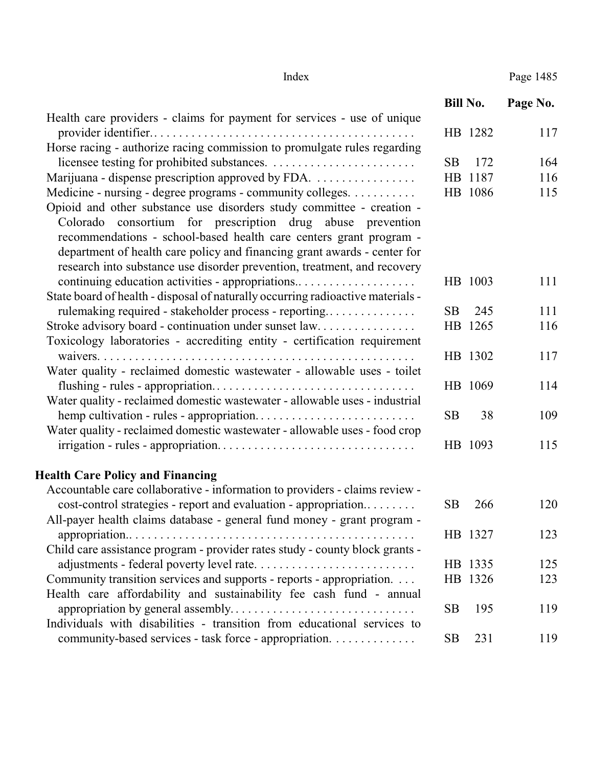| | Bill No. | Page No. |
|---|---|---|
| Health care providers - claims for payment for services - use of unique provider identifier. | HB 1282 | 117 |
| Horse racing - authorize racing commission to promulgate rules regarding licensee testing for prohibited substances. | SB 172 | 164 |
| Marijuana - dispense prescription approved by FDA. | HB 1187 | 116 |
| Medicine - nursing - degree programs - community colleges. | HB 1086 | 115 |
| Opioid and other substance use disorders study committee - creation - Colorado consortium for prescription drug abuse prevention recommendations - school-based health care centers grant program - department of health care policy and financing grant awards - center for research into substance use disorder prevention, treatment, and recovery continuing education activities - appropriations. | HB 1003 | 111 |
| State board of health - disposal of naturally occurring radioactive materials - rulemaking required - stakeholder process - reporting. | SB 245 | 111 |
| Stroke advisory board - continuation under sunset law. | HB 1265 | 116 |
| Toxicology laboratories - accrediting entity - certification requirement waivers. | HB 1302 | 117 |
| Water quality - reclaimed domestic wastewater - allowable uses - toilet flushing - rules - appropriation. | HB 1069 | 114 |
| Water quality - reclaimed domestic wastewater - allowable uses - industrial hemp cultivation - rules - appropriation. | SB 38 | 109 |
| Water quality - reclaimed domestic wastewater - allowable uses - food crop irrigation - rules - appropriation. | HB 1093 | 115 |

**Health Care Policy and Financing**

| | Bill No. | Page No. |
|---|---|---|
| Accountable care collaborative - information to providers - claims review - cost-control strategies - report and evaluation - appropriation. | SB 266 | 120 |
| All-payer health claims database - general fund money - grant program - appropriation. | HB 1327 | 123 |
| Child care assistance program - provider rates study - county block grants - adjustments - federal poverty level rate. | HB 1335 | 125 |
| Community transition services and supports - reports - appropriation. | HB 1326 | 123 |
| Health care affordability and sustainability fee cash fund - annual appropriation by general assembly. | SB 195 | 119 |
| Individuals with disabilities - transition from educational services to community-based services - task force - appropriation. | SB 231 | 119 |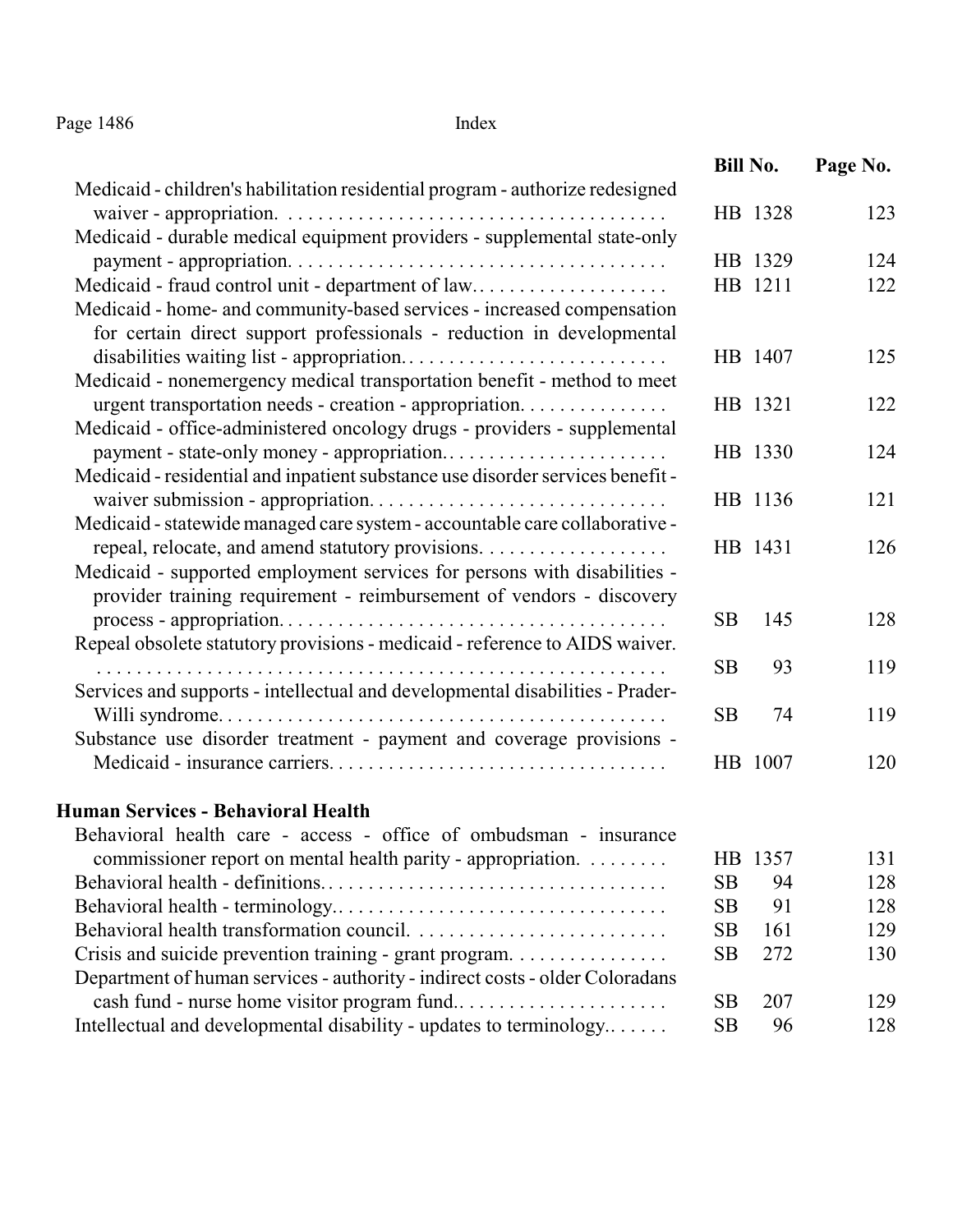| | Bill No. | Page No. |
|---|---|---|
| Medicaid - children's habilitation residential program - authorize redesigned waiver - appropriation. | HB 1328 | 123 |
| Medicaid - durable medical equipment providers - supplemental state-only payment - appropriation. | HB 1329 | 124 |
| Medicaid - fraud control unit - department of law. | HB 1211 | 122 |
| Medicaid - home- and community-based services - increased compensation for certain direct support professionals - reduction in developmental disabilities waiting list - appropriation. | HB 1407 | 125 |
| Medicaid - nonemergency medical transportation benefit - method to meet urgent transportation needs - creation - appropriation. | HB 1321 | 122 |
| Medicaid - office-administered oncology drugs - providers - supplemental payment - state-only money - appropriation. | HB 1330 | 124 |
| Medicaid - residential and inpatient substance use disorder services benefit - waiver submission - appropriation. | HB 1136 | 121 |
| Medicaid - statewide managed care system - accountable care collaborative - repeal, relocate, and amend statutory provisions. | HB 1431 | 126 |
| Medicaid - supported employment services for persons with disabilities - provider training requirement - reimbursement of vendors - discovery process - appropriation. | SB 145 | 128 |
| Repeal obsolete statutory provisions - medicaid - reference to AIDS waiver. | SB 93 | 119 |
| Services and supports - intellectual and developmental disabilities - Prader-Willi syndrome. | SB 74 | 119 |
| Substance use disorder treatment - payment and coverage provisions - Medicaid - insurance carriers. | HB 1007 | 120 |

**Human Services - Behavioral Health**

| | Bill No. | Page No. |
|---|---|---|
| Behavioral health care - access - office of ombudsman - insurance commissioner report on mental health parity - appropriation. | HB 1357 | 131 |
| Behavioral health - definitions. | SB 94 | 128 |
| Behavioral health - terminology. | SB 91 | 128 |
| Behavioral health transformation council. | SB 161 | 129 |
| Crisis and suicide prevention training - grant program. | SB 272 | 130 |
| Department of human services - authority - indirect costs - older Coloradans cash fund - nurse home visitor program fund. | SB 207 | 129 |
| Intellectual and developmental disability - updates to terminology. | SB 96 | 128 |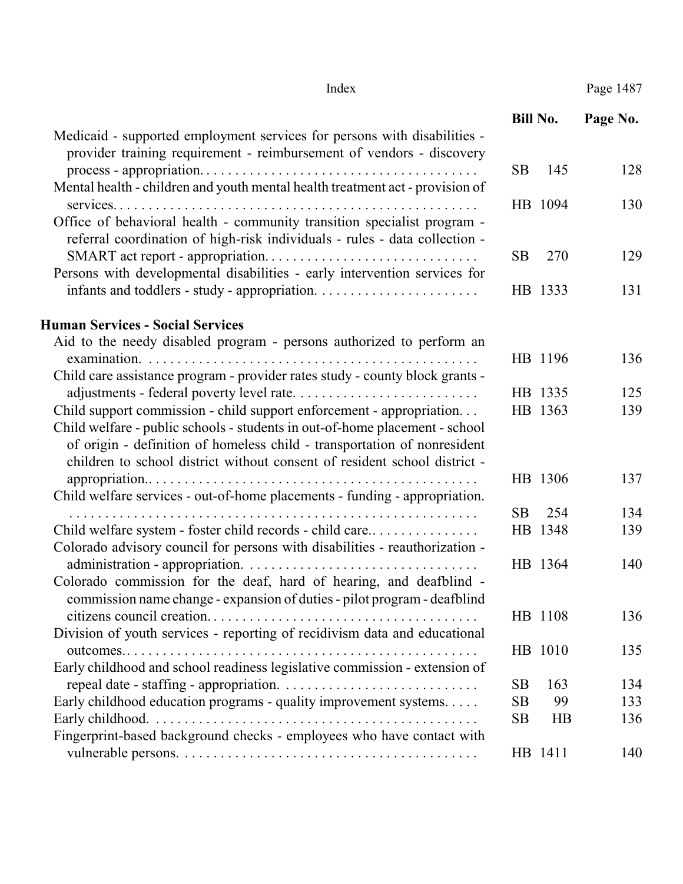| | Bill No. | Page No. |
|---|---|---|
| Medicaid - supported employment services for persons with disabilities - provider training requirement - reimbursement of vendors - discovery process - appropriation. | SB 145 | 128 |
| Mental health - children and youth mental health treatment act - provision of services. | HB 1094 | 130 |
| Office of behavioral health - community transition specialist program - referral coordination of high-risk individuals - rules - data collection - SMART act report - appropriation. | SB 270 | 129 |
| Persons with developmental disabilities - early intervention services for infants and toddlers - study - appropriation. | HB 1333 | 131 |

**Human Services - Social Services**

| | Bill No. | Page No. |
|---|---|---|
| Aid to the needy disabled program - persons authorized to perform an examination. | HB 1196 | 136 |
| Child care assistance program - provider rates study - county block grants - adjustments - federal poverty level rate. | HB 1335 | 125 |
| Child support commission - child support enforcement - appropriation. | HB 1363 | 139 |
| Child welfare - public schools - students in out-of-home placement - school of origin - definition of homeless child - transportation of nonresident children to school district without consent of resident school district - appropriation. | HB 1306 | 137 |
| Child welfare services - out-of-home placements - funding - appropriation. | SB 254 | 134 |
| Child welfare system - foster child records - child care. | HB 1348 | 139 |
| Colorado advisory council for persons with disabilities - reauthorization - administration - appropriation. | HB 1364 | 140 |
| Colorado commission for the deaf, hard of hearing, and deafblind - commission name change - expansion of duties - pilot program - deafblind citizens council creation. | HB 1108 | 136 |
| Division of youth services - reporting of recidivism data and educational outcomes. | HB 1010 | 135 |
| Early childhood and school readiness legislative commission - extension of repeal date - staffing - appropriation. | SB 163 | 134 |
| Early childhood education programs - quality improvement systems. | SB 99 | 133 |
| Early childhood. | SB HB | 136 |
| Fingerprint-based background checks - employees who have contact with vulnerable persons. | HB 1411 | 140 |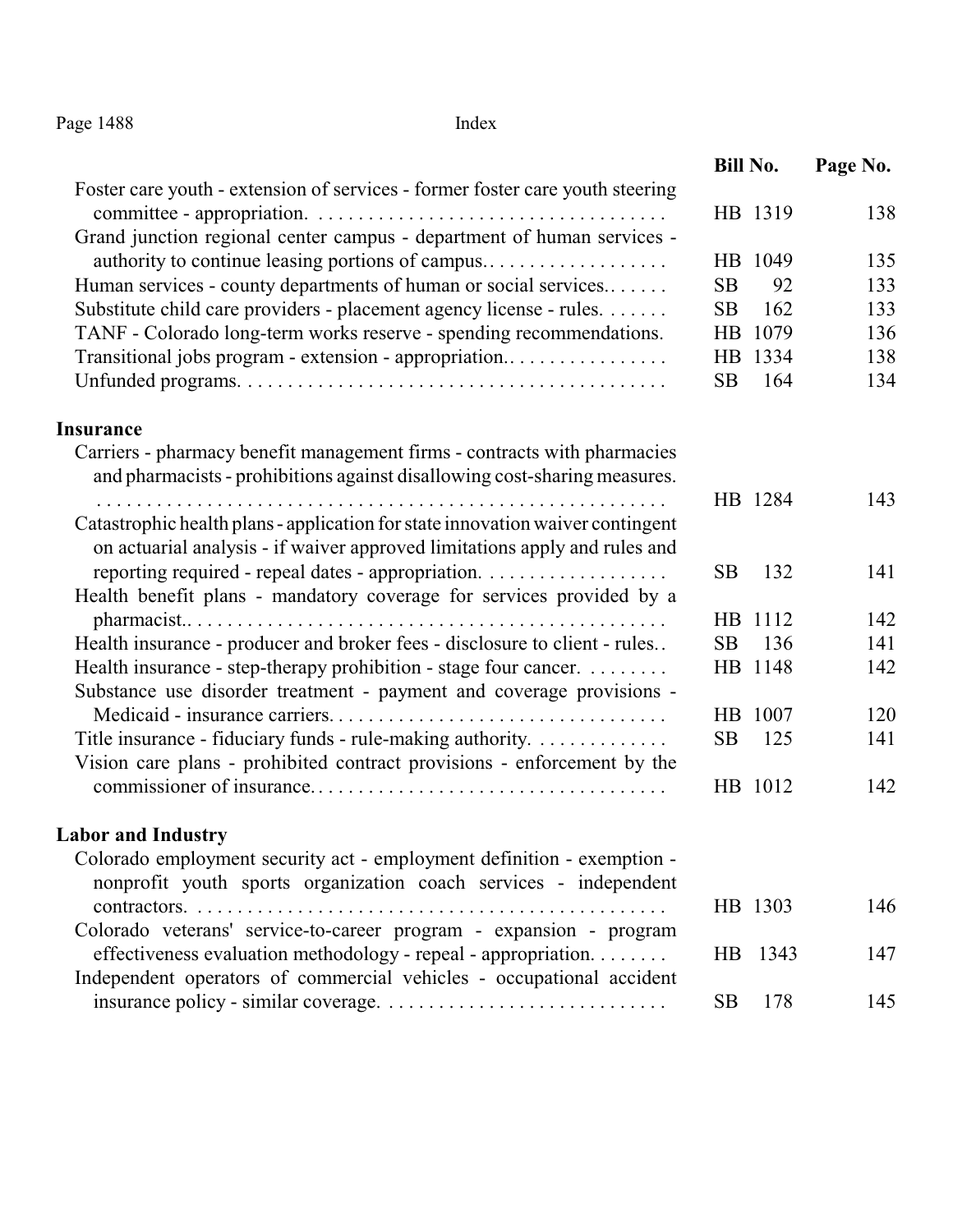| | Bill No. | Page No. |
|---|---|---|
| Foster care youth - extension of services - former foster care youth steering committee - appropriation. | HB 1319 | 138 |
| Grand junction regional center campus - department of human services - authority to continue leasing portions of campus. | HB 1049 | 135 |
| Human services - county departments of human or social services. | SB 92 | 133 |
| Substitute child care providers - placement agency license - rules. | SB 162 | 133 |
| TANF - Colorado long-term works reserve - spending recommendations. | HB 1079 | 136 |
| Transitional jobs program - extension - appropriation. | HB 1334 | 138 |
| Unfunded programs. | SB 164 | 134 |

**Insurance**

| | Bill No. | Page No. |
|---|---|---|
| Carriers - pharmacy benefit management firms - contracts with pharmacies and pharmacists - prohibitions against disallowing cost-sharing measures. | HB 1284 | 143 |
| Catastrophic health plans - application for state innovation waiver contingent on actuarial analysis - if waiver approved limitations apply and rules and reporting required - repeal dates - appropriation. | SB 132 | 141 |
| Health benefit plans - mandatory coverage for services provided by a pharmacist. | HB 1112 | 142 |
| Health insurance - producer and broker fees - disclosure to client - rules. | SB 136 | 141 |
| Health insurance - step-therapy prohibition - stage four cancer. | HB 1148 | 142 |
| Substance use disorder treatment - payment and coverage provisions - Medicaid - insurance carriers. | HB 1007 | 120 |
| Title insurance - fiduciary funds - rule-making authority. | SB 125 | 141 |
| Vision care plans - prohibited contract provisions - enforcement by the commissioner of insurance. | HB 1012 | 142 |

**Labor and Industry**

| | Bill No. | Page No. |
|---|---|---|
| Colorado employment security act - employment definition - exemption - nonprofit youth sports organization coach services - independent contractors. | HB 1303 | 146 |
| Colorado veterans' service-to-career program - expansion - program effectiveness evaluation methodology - repeal - appropriation. | HB 1343 | 147 |
| Independent operators of commercial vehicles - occupational accident insurance policy - similar coverage. | SB 178 | 145 |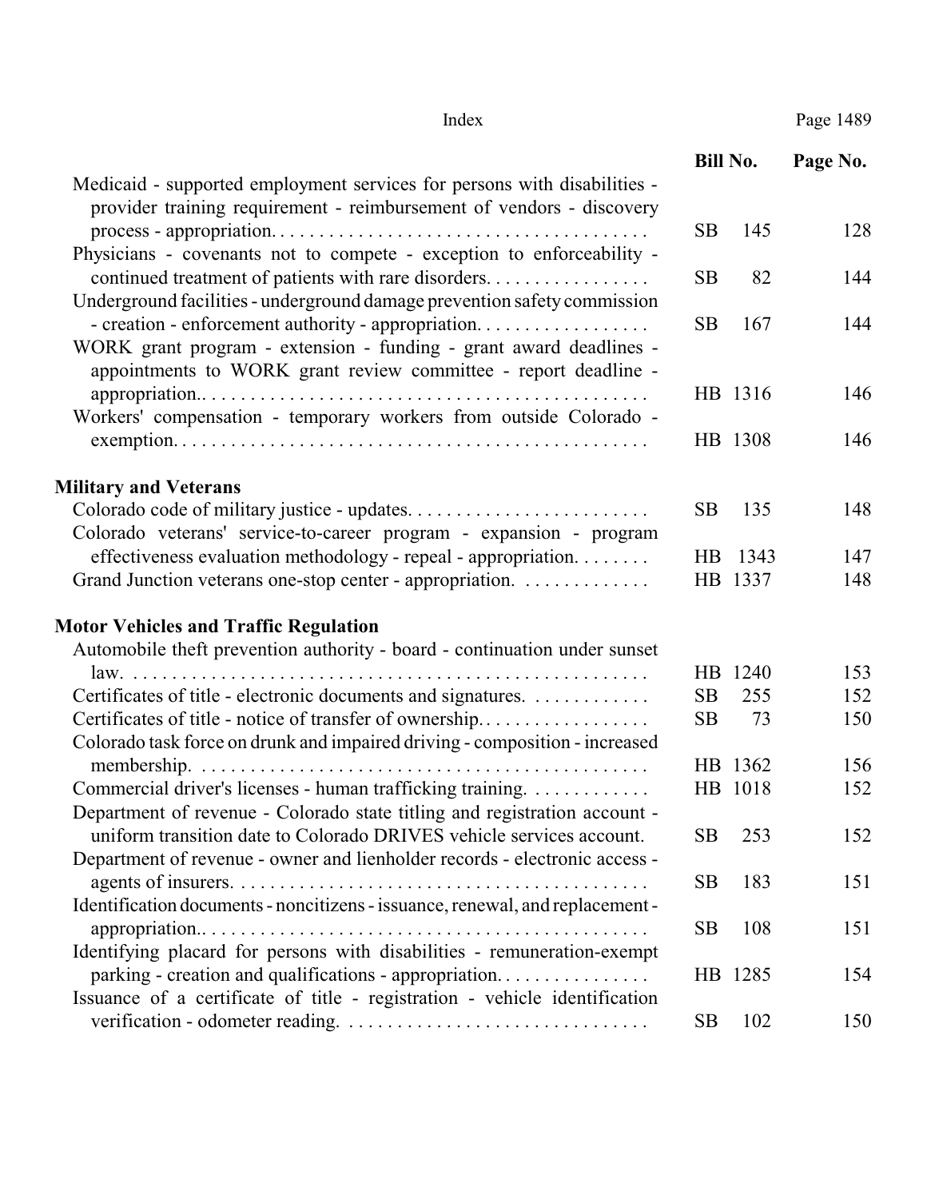| | Bill No. | Page No. |
|---|---|---|
| Medicaid - supported employment services for persons with disabilities - provider training requirement - reimbursement of vendors - discovery process - appropriation. | SB 145 | 128 |
| Physicians - covenants not to compete - exception to enforceability - continued treatment of patients with rare disorders. | SB 82 | 144 |
| Underground facilities - underground damage prevention safety commission - creation - enforcement authority - appropriation. | SB 167 | 144 |
| WORK grant program - extension - funding - grant award deadlines - appointments to WORK grant review committee - report deadline - appropriation.. | HB 1316 | 146 |
| Workers' compensation - temporary workers from outside Colorado - exemption. | HB 1308 | 146 |

**Military and Veterans**

| | Bill No. | Page No. |
|---|---|---|
| Colorado code of military justice - updates. | SB 135 | 148 |
| Colorado veterans' service-to-career program - expansion - program effectiveness evaluation methodology - repeal - appropriation. | HB 1343 | 147 |
| Grand Junction veterans one-stop center - appropriation. | HB 1337 | 148 |

**Motor Vehicles and Traffic Regulation**

| | Bill No. | Page No. |
|---|---|---|
| Automobile theft prevention authority - board - continuation under sunset law. | HB 1240 | 153 |
| Certificates of title - electronic documents and signatures. | SB 255 | 152 |
| Certificates of title - notice of transfer of ownership. | SB 73 | 150 |
| Colorado task force on drunk and impaired driving - composition - increased membership. | HB 1362 | 156 |
| Commercial driver's licenses - human trafficking training. | HB 1018 | 152 |
| Department of revenue - Colorado state titling and registration account - uniform transition date to Colorado DRIVES vehicle services account. | SB 253 | 152 |
| Department of revenue - owner and lienholder records - electronic access - agents of insurers. | SB 183 | 151 |
| Identification documents - noncitizens - issuance, renewal, and replacement - appropriation.. | SB 108 | 151 |
| Identifying placard for persons with disabilities - remuneration-exempt parking - creation and qualifications - appropriation. | HB 1285 | 154 |
| Issuance of a certificate of title - registration - vehicle identification verification - odometer reading. | SB 102 | 150 |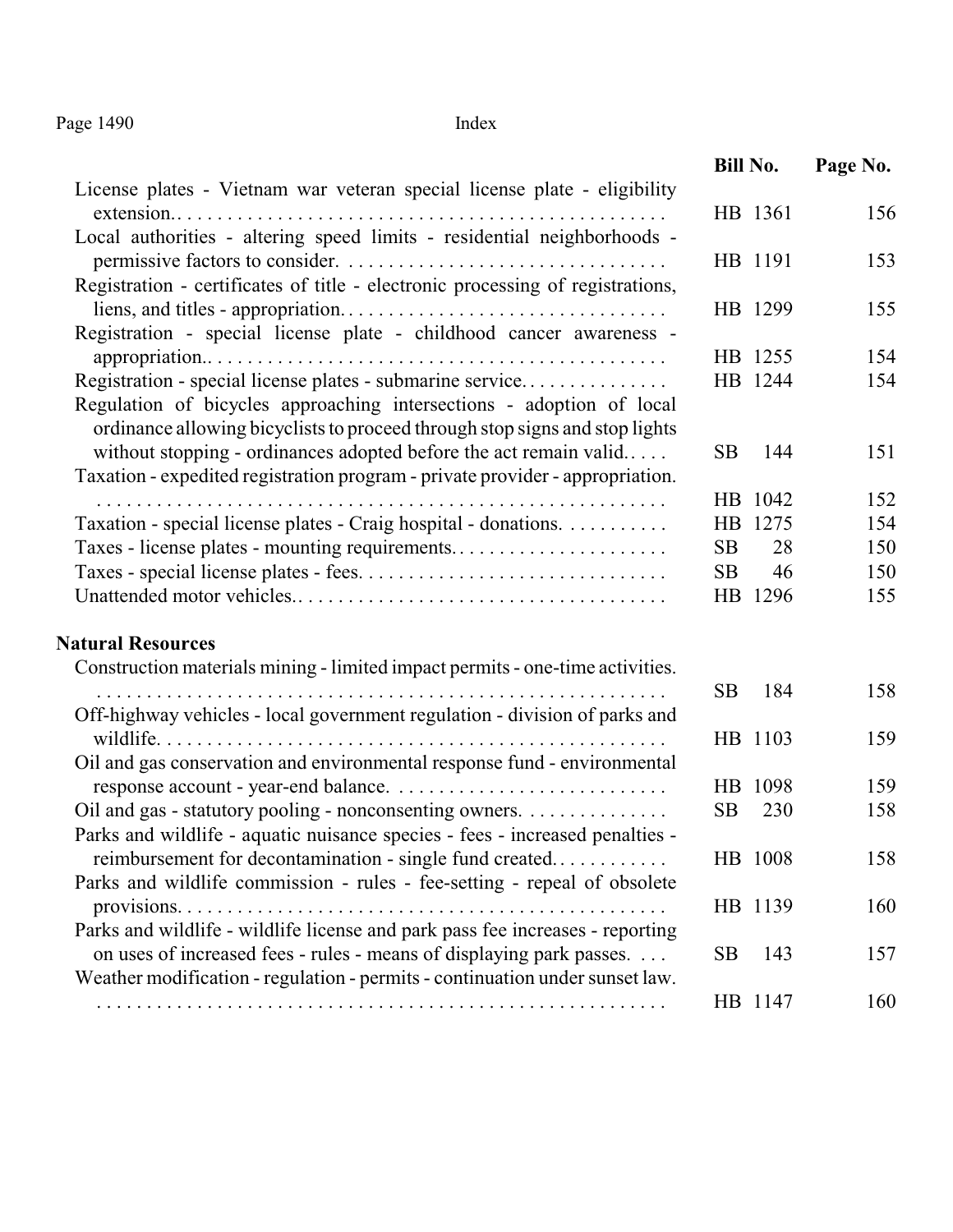| | Bill No. | Page No. |
|---|---|---|
| License plates - Vietnam war veteran special license plate - eligibility extension. | HB 1361 | 156 |
| Local authorities - altering speed limits - residential neighborhoods - permissive factors to consider. | HB 1191 | 153 |
| Registration - certificates of title - electronic processing of registrations, liens, and titles - appropriation. | HB 1299 | 155 |
| Registration - special license plate - childhood cancer awareness - appropriation. | HB 1255 | 154 |
| Registration - special license plates - submarine service. | HB 1244 | 154 |
| Regulation of bicycles approaching intersections - adoption of local ordinance allowing bicyclists to proceed through stop signs and stop lights without stopping - ordinances adopted before the act remain valid. | SB 144 | 151 |
| Taxation - expedited registration program - private provider - appropriation. | HB 1042 | 152 |
| Taxation - special license plates - Craig hospital - donations. | HB 1275 | 154 |
| Taxes - license plates - mounting requirements. | SB 28 | 150 |
| Taxes - special license plates - fees. | SB 46 | 150 |
| Unattended motor vehicles. | HB 1296 | 155 |

**Natural Resources**

| | Bill No. | Page No. |
|---|---|---|
| Construction materials mining - limited impact permits - one-time activities. | SB 184 | 158 |
| Off-highway vehicles - local government regulation - division of parks and wildlife. | HB 1103 | 159 |
| Oil and gas conservation and environmental response fund - environmental response account - year-end balance. | HB 1098 | 159 |
| Oil and gas - statutory pooling - nonconsenting owners. | SB 230 | 158 |
| Parks and wildlife - aquatic nuisance species - fees - increased penalties - reimbursement for decontamination - single fund created. | HB 1008 | 158 |
| Parks and wildlife commission - rules - fee-setting - repeal of obsolete provisions. | HB 1139 | 160 |
| Parks and wildlife - wildlife license and park pass fee increases - reporting on uses of increased fees - rules - means of displaying park passes. | SB 143 | 157 |
| Weather modification - regulation - permits - continuation under sunset law. | HB 1147 | 160 |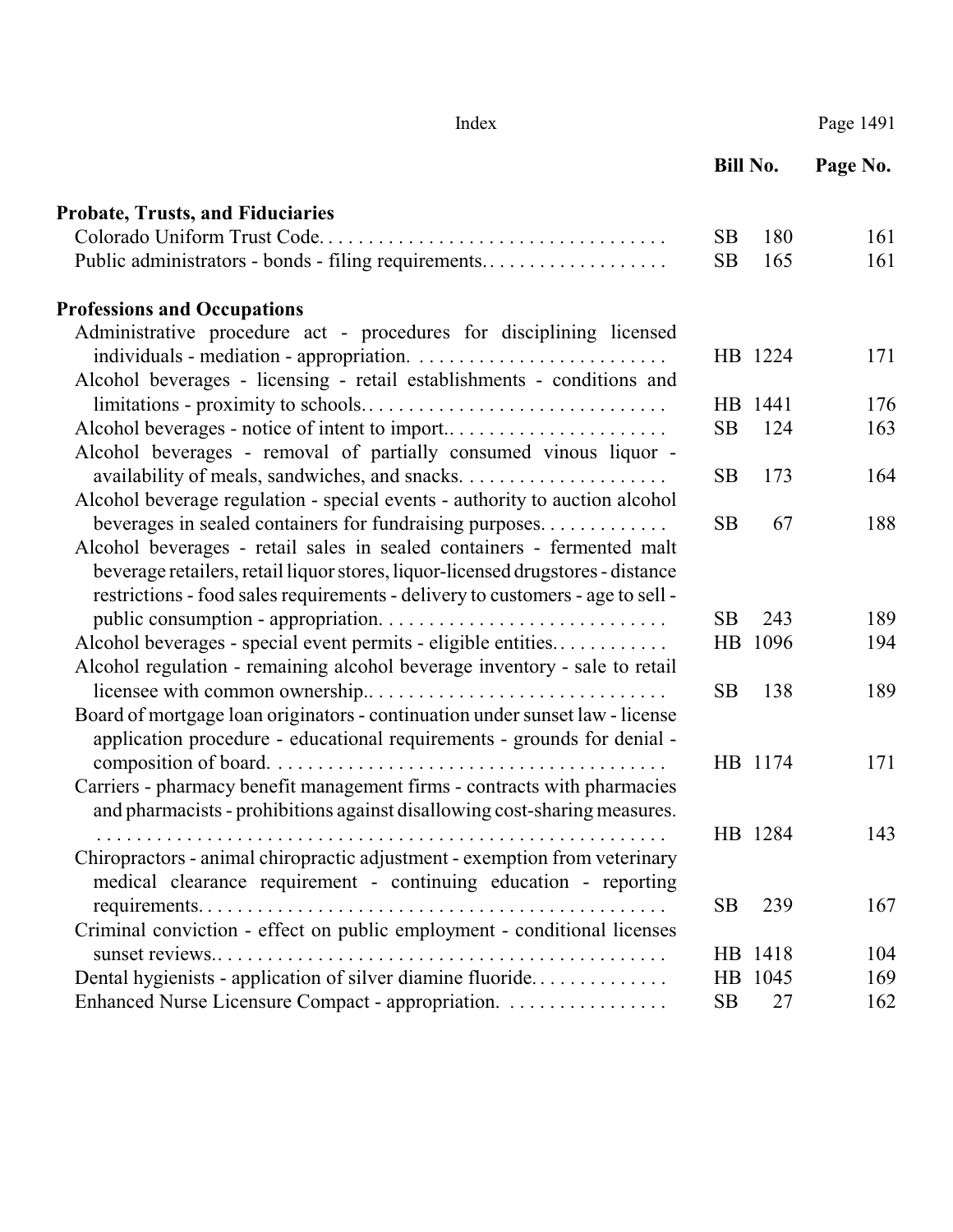| | Bill No. | Page No. |
|---|---|---|
| **Probate, Trusts, and Fiduciaries** | | |
| Colorado Uniform Trust Code. | SB 180 | 161 |
| Public administrators - bonds - filing requirements. | SB 165 | 161 |
| **Professions and Occupations** | | |
| Administrative procedure act - procedures for disciplining licensed individuals - mediation - appropriation. | HB 1224 | 171 |
| Alcohol beverages - licensing - retail establishments - conditions and limitations - proximity to schools. | HB 1441 | 176 |
| Alcohol beverages - notice of intent to import. | SB 124 | 163 |
| Alcohol beverages - removal of partially consumed vinous liquor - availability of meals, sandwiches, and snacks. | SB 173 | 164 |
| Alcohol beverage regulation - special events - authority to auction alcohol beverages in sealed containers for fundraising purposes. | SB 67 | 188 |
| Alcohol beverages - retail sales in sealed containers - fermented malt beverage retailers, retail liquor stores, liquor-licensed drugstores - distance restrictions - food sales requirements - delivery to customers - age to sell - public consumption - appropriation. | SB 243 | 189 |
| Alcohol beverages - special event permits - eligible entities. | HB 1096 | 194 |
| Alcohol regulation - remaining alcohol beverage inventory - sale to retail licensee with common ownership. | SB 138 | 189 |
| Board of mortgage loan originators - continuation under sunset law - license application procedure - educational requirements - grounds for denial - composition of board. | HB 1174 | 171 |
| Carriers - pharmacy benefit management firms - contracts with pharmacies and pharmacists - prohibitions against disallowing cost-sharing measures. | HB 1284 | 143 |
| Chiropractors - animal chiropractic adjustment - exemption from veterinary medical clearance requirement - continuing education - reporting requirements. | SB 239 | 167 |
| Criminal conviction - effect on public employment - conditional licenses sunset reviews. | HB 1418 | 104 |
| Dental hygienists - application of silver diamine fluoride. | HB 1045 | 169 |
| Enhanced Nurse Licensure Compact - appropriation. | SB 27 | 162 |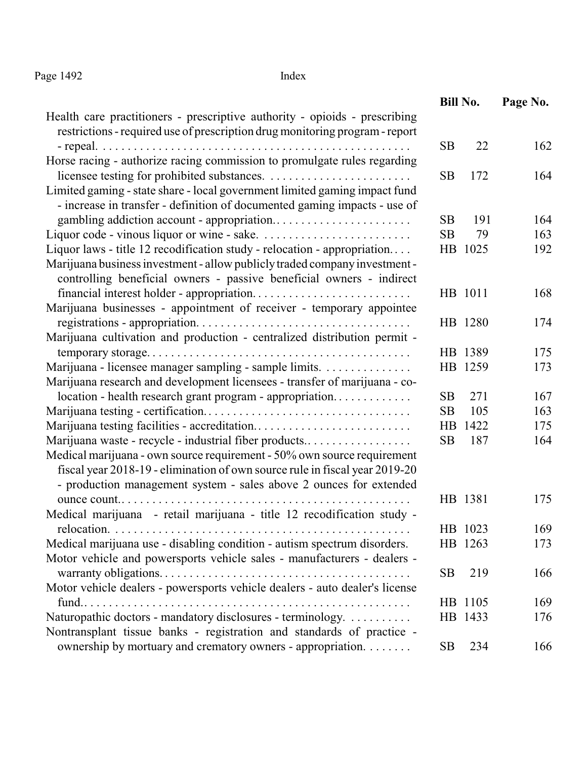| | Bill No. | Page No. |
|---|---|---|
| Health care practitioners - prescriptive authority - opioids - prescribing restrictions - required use of prescription drug monitoring program - report - repeal. | SB 22 | 162 |
| Horse racing - authorize racing commission to promulgate rules regarding licensee testing for prohibited substances. | SB 172 | 164 |
| Limited gaming - state share - local government limited gaming impact fund - increase in transfer - definition of documented gaming impacts - use of gambling addiction account - appropriation. | SB 191 | 164 |
| Liquor code - vinous liquor or wine - sake. | SB 79 | 163 |
| Liquor laws - title 12 recodification study - relocation - appropriation. | HB 1025 | 192 |
| Marijuana business investment - allow publicly traded company investment - controlling beneficial owners - passive beneficial owners - indirect financial interest holder - appropriation. | HB 1011 | 168 |
| Marijuana businesses - appointment of receiver - temporary appointee registrations - appropriation. | HB 1280 | 174 |
| Marijuana cultivation and production - centralized distribution permit - temporary storage. | HB 1389 | 175 |
| Marijuana - licensee manager sampling - sample limits. | HB 1259 | 173 |
| Marijuana research and development licensees - transfer of marijuana - co-location - health research grant program - appropriation. | SB 271 | 167 |
| Marijuana testing - certification. | SB 105 | 163 |
| Marijuana testing facilities - accreditation. | HB 1422 | 175 |
| Marijuana waste - recycle - industrial fiber products. | SB 187 | 164 |
| Medical marijuana - own source requirement - 50% own source requirement fiscal year 2018-19 - elimination of own source rule in fiscal year 2019-20 - production management system - sales above 2 ounces for extended ounce count. | HB 1381 | 175 |
| Medical marijuana - retail marijuana - title 12 recodification study - relocation. | HB 1023 | 169 |
| Medical marijuana use - disabling condition - autism spectrum disorders. | HB 1263 | 173 |
| Motor vehicle and powersports vehicle sales - manufacturers - dealers - warranty obligations. | SB 219 | 166 |
| Motor vehicle dealers - powersports vehicle dealers - auto dealer's license fund. | HB 1105 | 169 |
| Naturopathic doctors - mandatory disclosures - terminology. | HB 1433 | 176 |
| Nontransplant tissue banks - registration and standards of practice - ownership by mortuary and crematory owners - appropriation. | SB 234 | 166 |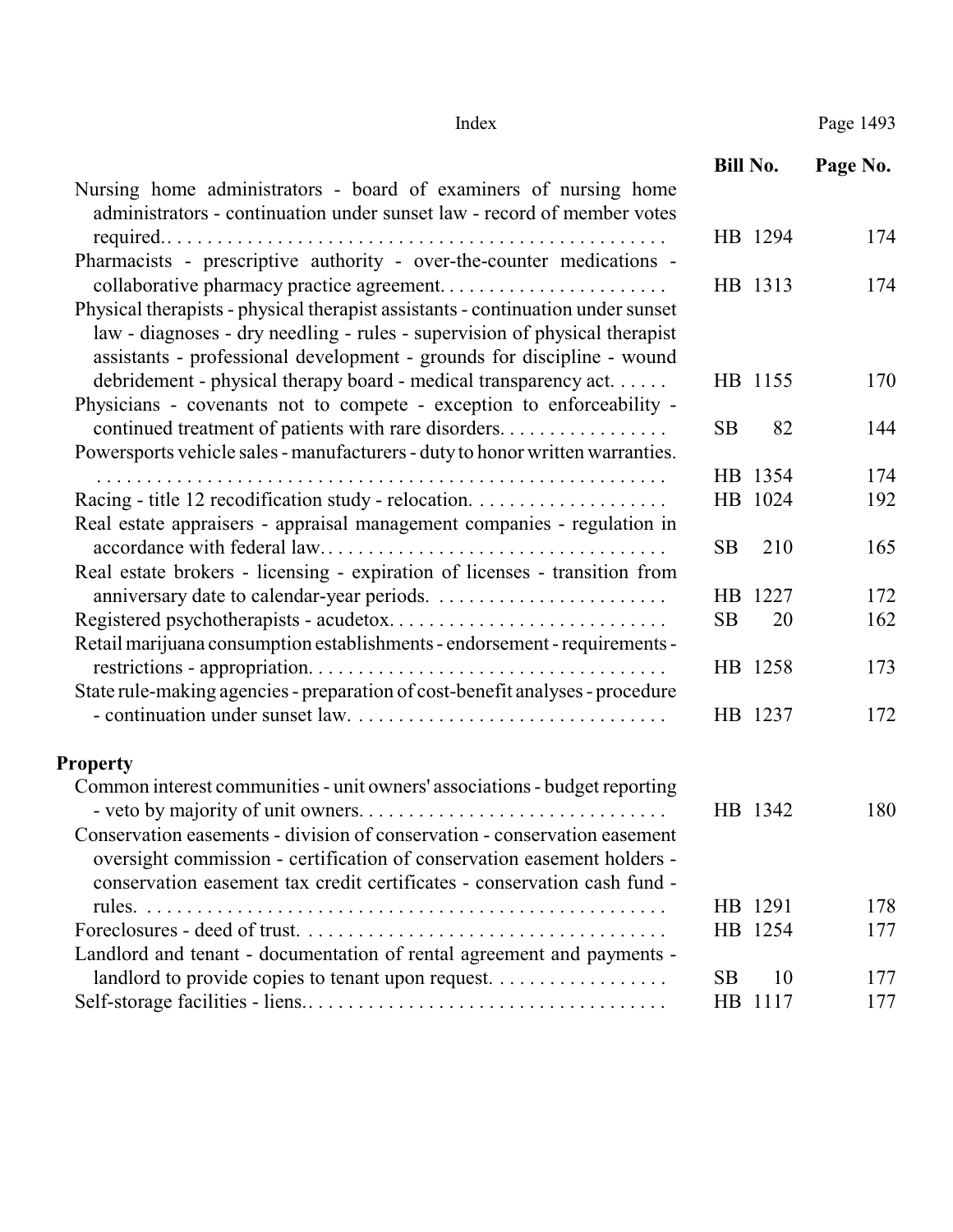| | Bill No. | Page No. |
|---|---|---|
| Nursing home administrators - board of examiners of nursing home administrators - continuation under sunset law - record of member votes required. | HB 1294 | 174 |
| Pharmacists - prescriptive authority - over-the-counter medications - collaborative pharmacy practice agreement. | HB 1313 | 174 |
| Physical therapists - physical therapist assistants - continuation under sunset law - diagnoses - dry needling - rules - supervision of physical therapist assistants - professional development - grounds for discipline - wound debridement - physical therapy board - medical transparency act. | HB 1155 | 170 |
| Physicians - covenants not to compete - exception to enforceability - continued treatment of patients with rare disorders. | SB 82 | 144 |
| Powersports vehicle sales - manufacturers - duty to honor written warranties. | HB 1354 | 174 |
| Racing - title 12 recodification study - relocation. | HB 1024 | 192 |
| Real estate appraisers - appraisal management companies - regulation in accordance with federal law. | SB 210 | 165 |
| Real estate brokers - licensing - expiration of licenses - transition from anniversary date to calendar-year periods. | HB 1227 | 172 |
| Registered psychotherapists - acudetox. | SB 20 | 162 |
| Retail marijuana consumption establishments - endorsement - requirements - restrictions - appropriation. | HB 1258 | 173 |
| State rule-making agencies - preparation of cost-benefit analyses - procedure - continuation under sunset law. | HB 1237 | 172 |

**Property**

| | Bill No. | Page No. |
|---|---|---|
| Common interest communities - unit owners' associations - budget reporting - veto by majority of unit owners. | HB 1342 | 180 |
| Conservation easements - division of conservation - conservation easement oversight commission - certification of conservation easement holders - conservation easement tax credit certificates - conservation cash fund - rules. | HB 1291 | 178 |
| Foreclosures - deed of trust. | HB 1254 | 177 |
| Landlord and tenant - documentation of rental agreement and payments - landlord to provide copies to tenant upon request. | SB 10 | 177 |
| Self-storage facilities - liens. | HB 1117 | 177 |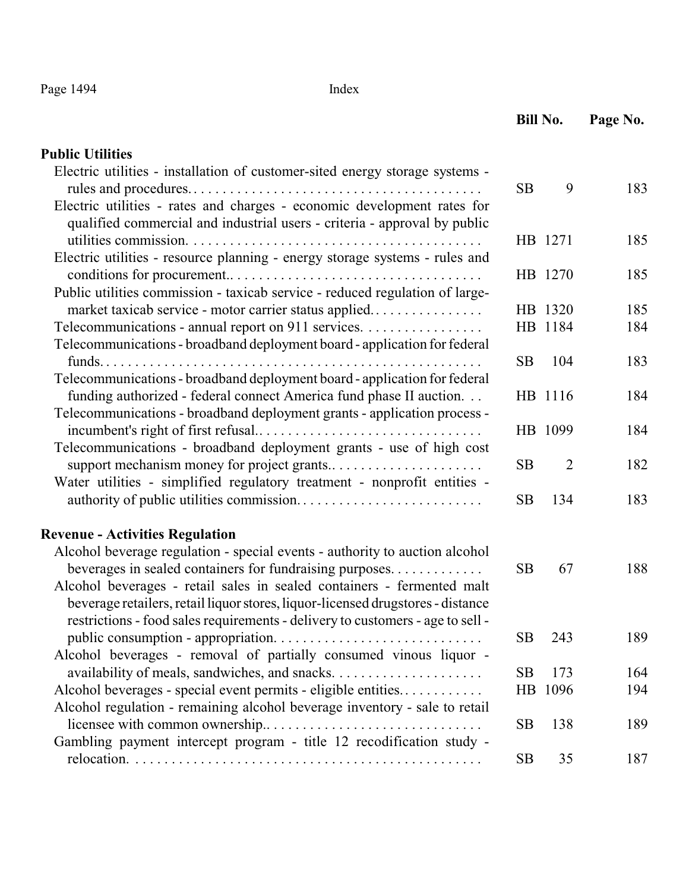| | Bill No. | Page No. |
|---|---|---|
| **Public Utilities** | | |
| Electric utilities - installation of customer-sited energy storage systems - rules and procedures. | SB 9 | 183 |
| Electric utilities - rates and charges - economic development rates for qualified commercial and industrial users - criteria - approval by public utilities commission. | HB 1271 | 185 |
| Electric utilities - resource planning - energy storage systems - rules and conditions for procurement.. | HB 1270 | 185 |
| Public utilities commission - taxicab service - reduced regulation of large-market taxicab service - motor carrier status applied. | HB 1320 | 185 |
| Telecommunications - annual report on 911 services. | HB 1184 | 184 |
| Telecommunications - broadband deployment board - application for federal funds. | SB 104 | 183 |
| Telecommunications - broadband deployment board - application for federal funding authorized - federal connect America fund phase II auction. | HB 1116 | 184 |
| Telecommunications - broadband deployment grants - application process - incumbent's right of first refusal.. | HB 1099 | 184 |
| Telecommunications - broadband deployment grants - use of high cost support mechanism money for project grants.. | SB 2 | 182 |
| Water utilities - simplified regulatory treatment - nonprofit entities - authority of public utilities commission. | SB 134 | 183 |
| **Revenue - Activities Regulation** | | |
| Alcohol beverage regulation - special events - authority to auction alcohol beverages in sealed containers for fundraising purposes. | SB 67 | 188 |
| Alcohol beverages - retail sales in sealed containers - fermented malt beverage retailers, retail liquor stores, liquor-licensed drugstores - distance restrictions - food sales requirements - delivery to customers - age to sell - public consumption - appropriation. | SB 243 | 189 |
| Alcohol beverages - removal of partially consumed vinous liquor - availability of meals, sandwiches, and snacks. | SB 173 | 164 |
| Alcohol beverages - special event permits - eligible entities. | HB 1096 | 194 |
| Alcohol regulation - remaining alcohol beverage inventory - sale to retail licensee with common ownership.. | SB 138 | 189 |
| Gambling payment intercept program - title 12 recodification study - relocation. | SB 35 | 187 |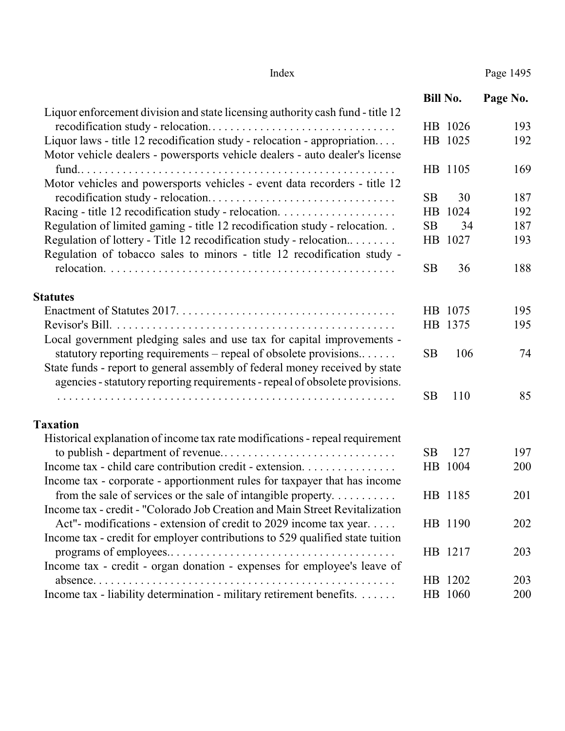| | Bill No. | Page No. |
|---|---|---|
| Liquor enforcement division and state licensing authority cash fund - title 12 recodification study - relocation. | HB 1026 | 193 |
| Liquor laws - title 12 recodification study - relocation - appropriation. | HB 1025 | 192 |
| Motor vehicle dealers - powersports vehicle dealers - auto dealer's license fund. | HB 1105 | 169 |
| Motor vehicles and powersports vehicles - event data recorders - title 12 recodification study - relocation. | SB 30 | 187 |
| Racing - title 12 recodification study - relocation. | HB 1024 | 192 |
| Regulation of limited gaming - title 12 recodification study - relocation. | SB 34 | 187 |
| Regulation of lottery - Title 12 recodification study - relocation. | HB 1027 | 193 |
| Regulation of tobacco sales to minors - title 12 recodification study - relocation. | SB 36 | 188 |

**Statutes**

| | Bill No. | Page No. |
|---|---|---|
| Enactment of Statutes 2017. | HB 1075 | 195 |
| Revisor's Bill. | HB 1375 | 195 |
| Local government pledging sales and use tax for capital improvements - statutory reporting requirements – repeal of obsolete provisions. | SB 106 | 74 |
| State funds - report to general assembly of federal money received by state agencies - statutory reporting requirements - repeal of obsolete provisions. | SB 110 | 85 |

**Taxation**

| | Bill No. | Page No. |
|---|---|---|
| Historical explanation of income tax rate modifications - repeal requirement to publish - department of revenue. | SB 127 | 197 |
| Income tax - child care contribution credit - extension. | HB 1004 | 200 |
| Income tax - corporate - apportionment rules for taxpayer that has income from the sale of services or the sale of intangible property. | HB 1185 | 201 |
| Income tax - credit - "Colorado Job Creation and Main Street Revitalization Act"- modifications - extension of credit to 2029 income tax year. | HB 1190 | 202 |
| Income tax - credit for employer contributions to 529 qualified state tuition programs of employees. | HB 1217 | 203 |
| Income tax - credit - organ donation - expenses for employee's leave of absence. | HB 1202 | 203 |
| Income tax - liability determination - military retirement benefits. | HB 1060 | 200 |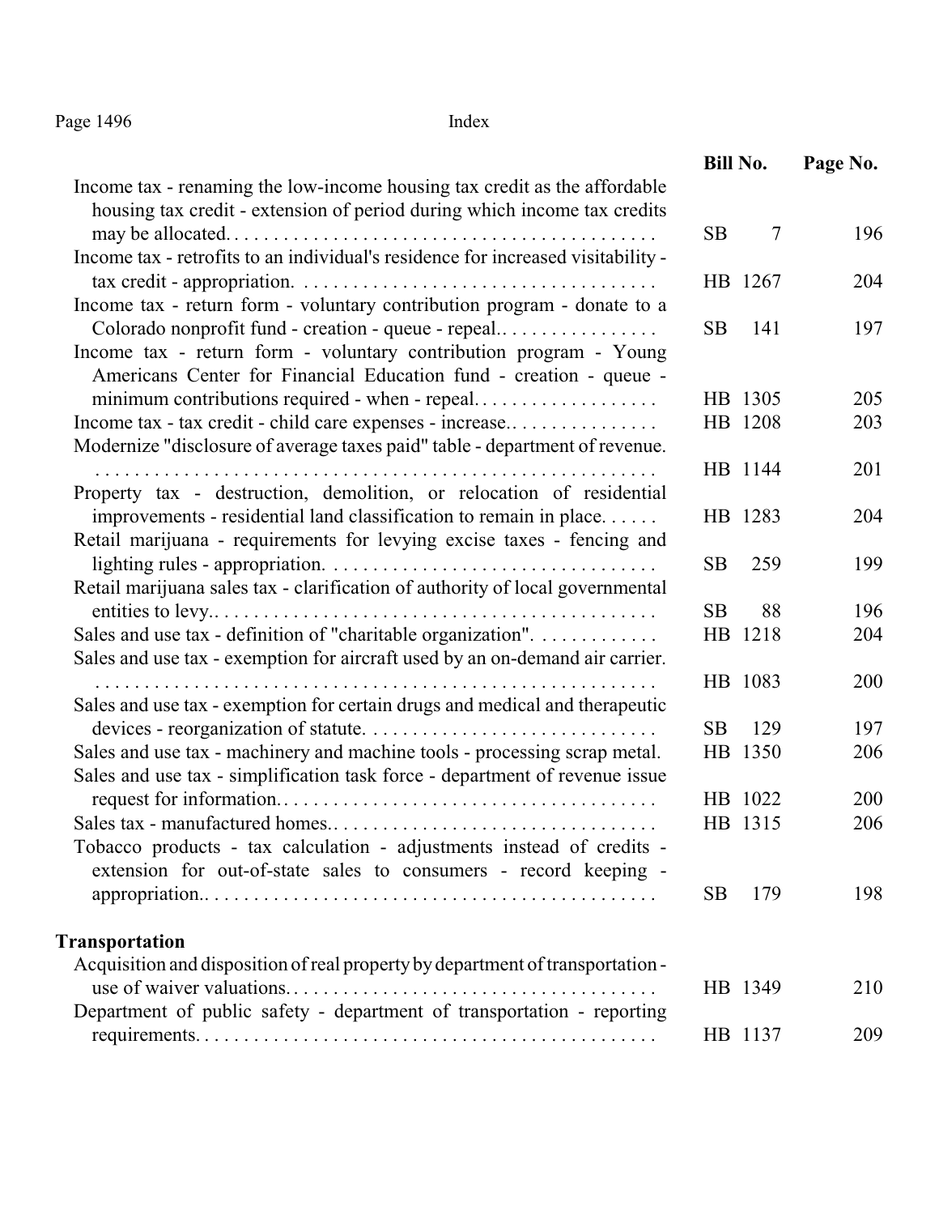| | Bill No. | Page No. |
|---|---|---|
| Income tax - renaming the low-income housing tax credit as the affordable housing tax credit - extension of period during which income tax credits may be allocated. | SB 7 | 196 |
| Income tax - retrofits to an individual's residence for increased visitability - tax credit - appropriation. | HB 1267 | 204 |
| Income tax - return form - voluntary contribution program - donate to a Colorado nonprofit fund - creation - queue - repeal.. | SB 141 | 197 |
| Income tax - return form - voluntary contribution program - Young Americans Center for Financial Education fund - creation - queue - minimum contributions required - when - repeal. | HB 1305 | 205 |
| Income tax - tax credit - child care expenses - increase.. | HB 1208 | 203 |
| Modernize "disclosure of average taxes paid" table - department of revenue. | HB 1144 | 201 |
| Property tax - destruction, demolition, or relocation of residential improvements - residential land classification to remain in place. | HB 1283 | 204 |
| Retail marijuana - requirements for levying excise taxes - fencing and lighting rules - appropriation. | SB 259 | 199 |
| Retail marijuana sales tax - clarification of authority of local governmental entities to levy.. | SB 88 | 196 |
| Sales and use tax - definition of "charitable organization". | HB 1218 | 204 |
| Sales and use tax - exemption for aircraft used by an on-demand air carrier. | HB 1083 | 200 |
| Sales and use tax - exemption for certain drugs and medical and therapeutic devices - reorganization of statute. | SB 129 | 197 |
| Sales and use tax - machinery and machine tools - processing scrap metal. | HB 1350 | 206 |
| Sales and use tax - simplification task force - department of revenue issue request for information.. | HB 1022 | 200 |
| Sales tax - manufactured homes.. | HB 1315 | 206 |
| Tobacco products - tax calculation - adjustments instead of credits - extension for out-of-state sales to consumers - record keeping - appropriation.. | SB 179 | 198 |

**Transportation**

| | Bill No. | Page No. |
|---|---|---|
| Acquisition and disposition of real property by department of transportation - use of waiver valuations. | HB 1349 | 210 |
| Department of public safety - department of transportation - reporting requirements. | HB 1137 | 209 |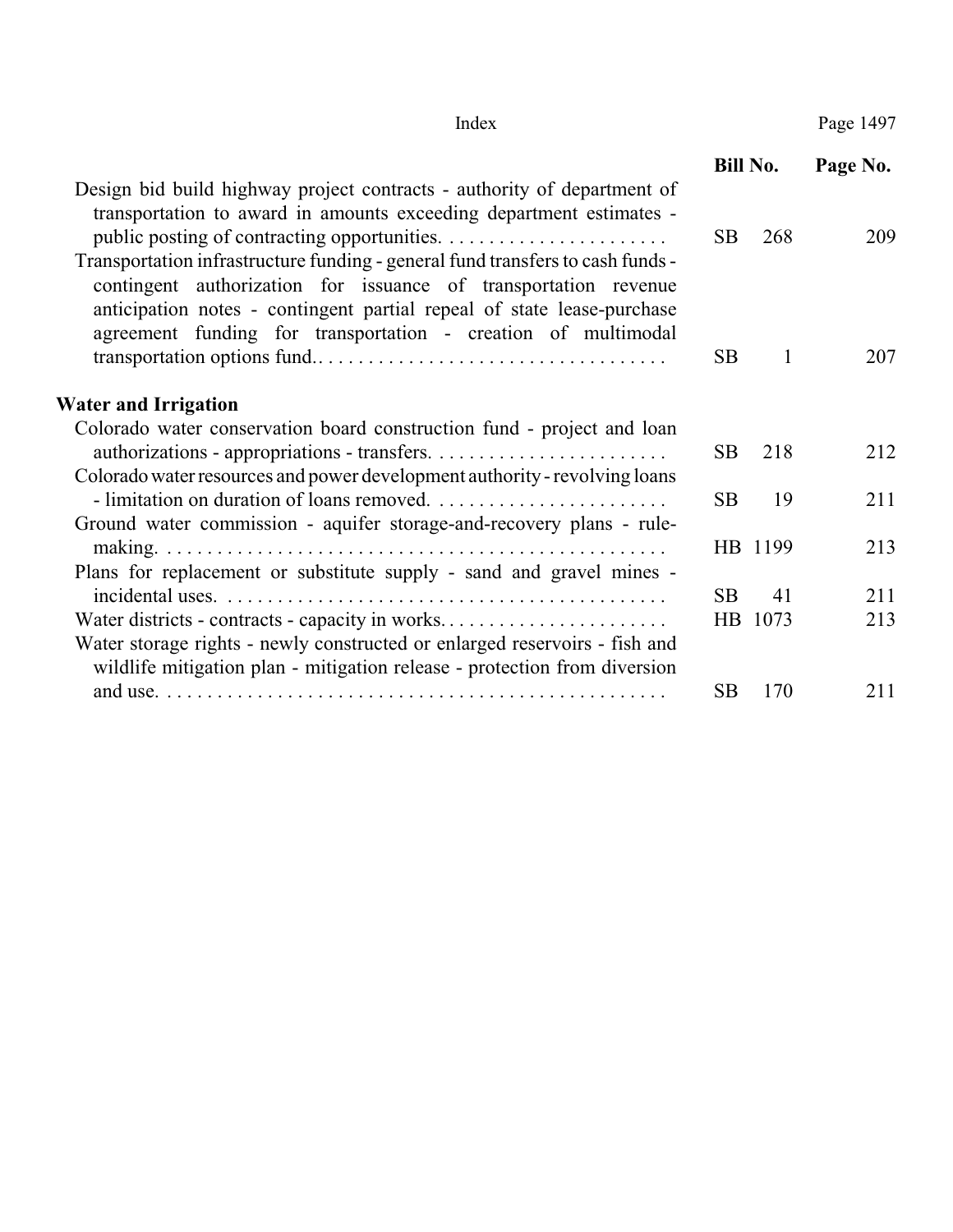| | Bill No. | Page No. |
|---|---|---|
| Design bid build highway project contracts - authority of department of transportation to award in amounts exceeding department estimates - public posting of contracting opportunities. | SB 268 | 209 |
| Transportation infrastructure funding - general fund transfers to cash funds - contingent authorization for issuance of transportation revenue anticipation notes - contingent partial repeal of state lease-purchase agreement funding for transportation - creation of multimodal transportation options fund. | SB 1 | 207 |

**Water and Irrigation**

| | Bill No. | Page No. |
|---|---|---|
| Colorado water conservation board construction fund - project and loan authorizations - appropriations - transfers. | SB 218 | 212 |
| Colorado water resources and power development authority - revolving loans - limitation on duration of loans removed. | SB 19 | 211 |
| Ground water commission - aquifer storage-and-recovery plans - rule-making. | HB 1199 | 213 |
| Plans for replacement or substitute supply - sand and gravel mines - incidental uses. | SB 41 | 211 |
| Water districts - contracts - capacity in works. | HB 1073 | 213 |
| Water storage rights - newly constructed or enlarged reservoirs - fish and wildlife mitigation plan - mitigation release - protection from diversion and use. | SB 170 | 211 |